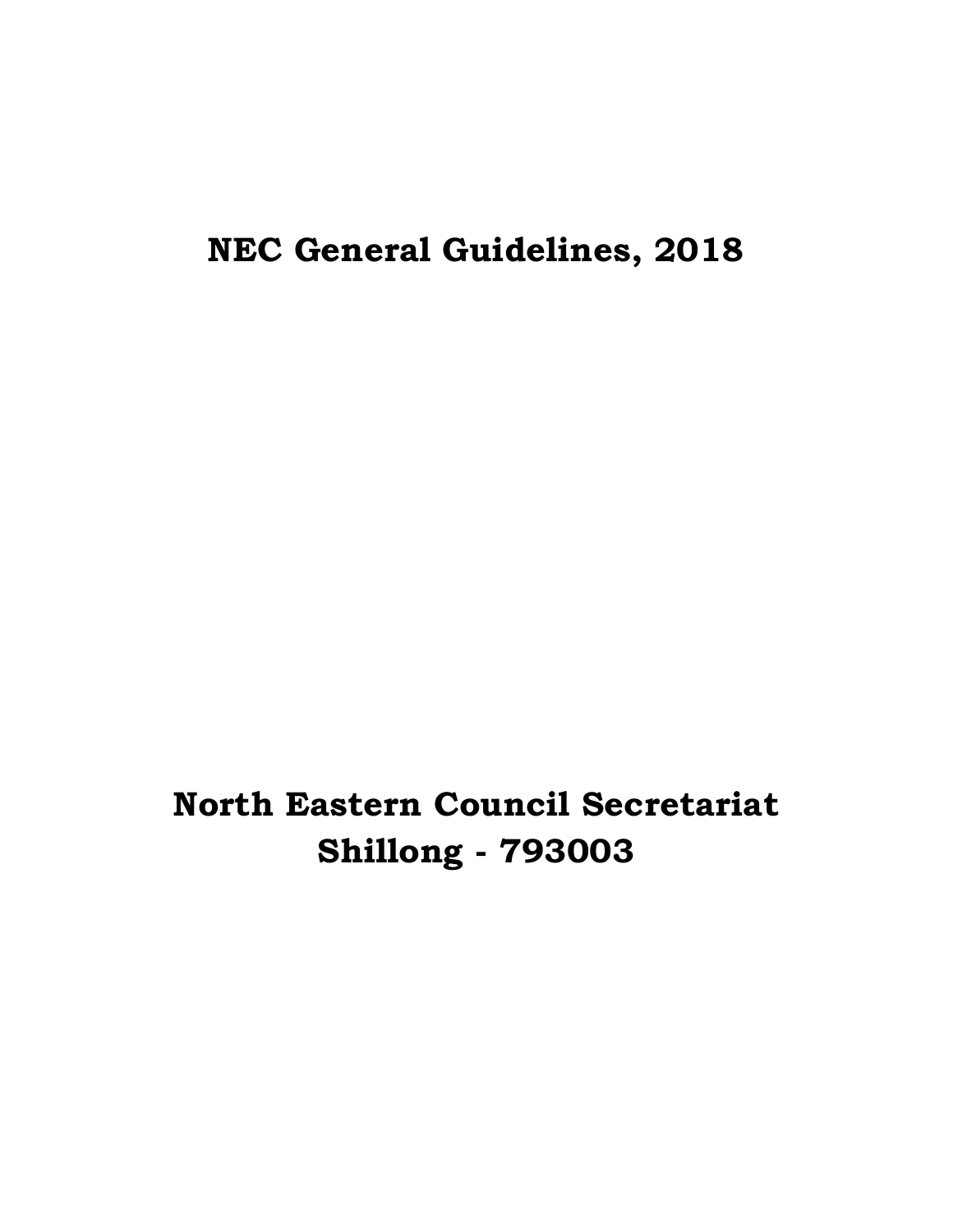# NEC General Guidelines, 2018

**North Eastern Council Secretariat**
**Shillong - 793003**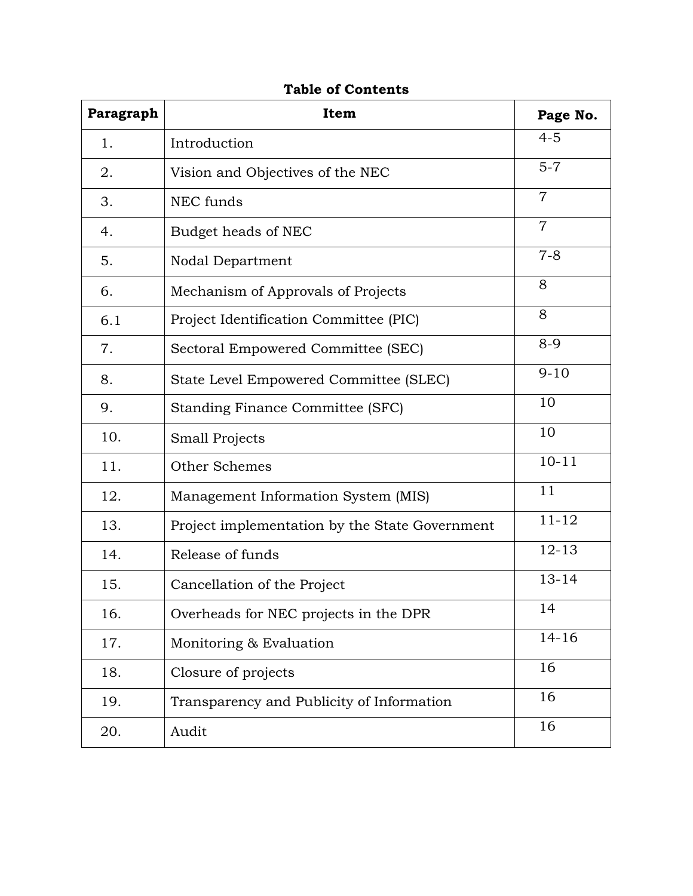**Table of Contents**

| Paragraph | Item | Page No. |
|---|---|---|
| 1. | Introduction | 4-5 |
| 2. | Vision and Objectives of the NEC | 5-7 |
| 3. | NEC funds | 7 |
| 4. | Budget heads of NEC | 7 |
| 5. | Nodal Department | 7-8 |
| 6. | Mechanism of Approvals of Projects | 8 |
| 6.1 | Project Identification Committee (PIC) | 8 |
| 7. | Sectoral Empowered Committee (SEC) | 8-9 |
| 8. | State Level Empowered Committee (SLEC) | 9-10 |
| 9. | Standing Finance Committee (SFC) | 10 |
| 10. | Small Projects | 10 |
| 11. | Other Schemes | 10-11 |
| 12. | Management Information System (MIS) | 11 |
| 13. | Project implementation by the State Government | 11-12 |
| 14. | Release of funds | 12-13 |
| 15. | Cancellation of the Project | 13-14 |
| 16. | Overheads for NEC projects in the DPR | 14 |
| 17. | Monitoring & Evaluation | 14-16 |
| 18. | Closure of projects | 16 |
| 19. | Transparency and Publicity of Information | 16 |
| 20. | Audit | 16 |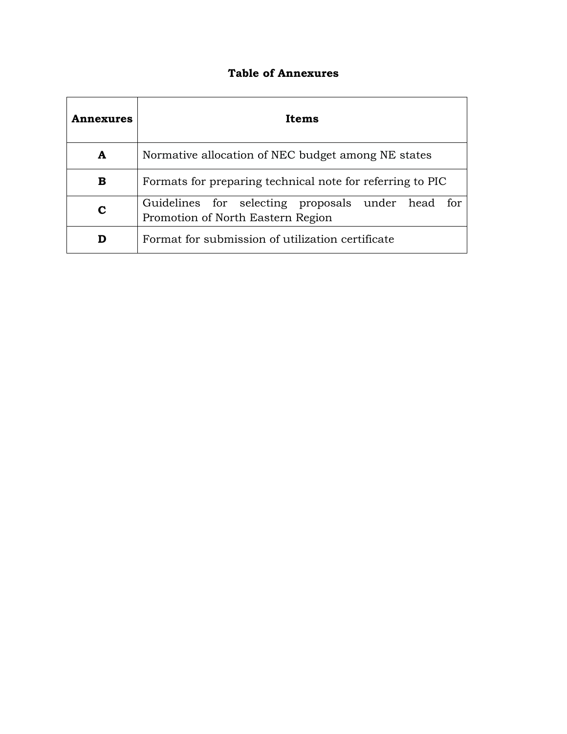**Table of Annexures**

| Annexures | Items |
|---|---|
| **A** | Normative allocation of NEC budget among NE states |
| **B** | Formats for preparing technical note for referring to PIC |
| **C** | Guidelines for selecting proposals under head for Promotion of North Eastern Region |
| **D** | Format for submission of utilization certificate |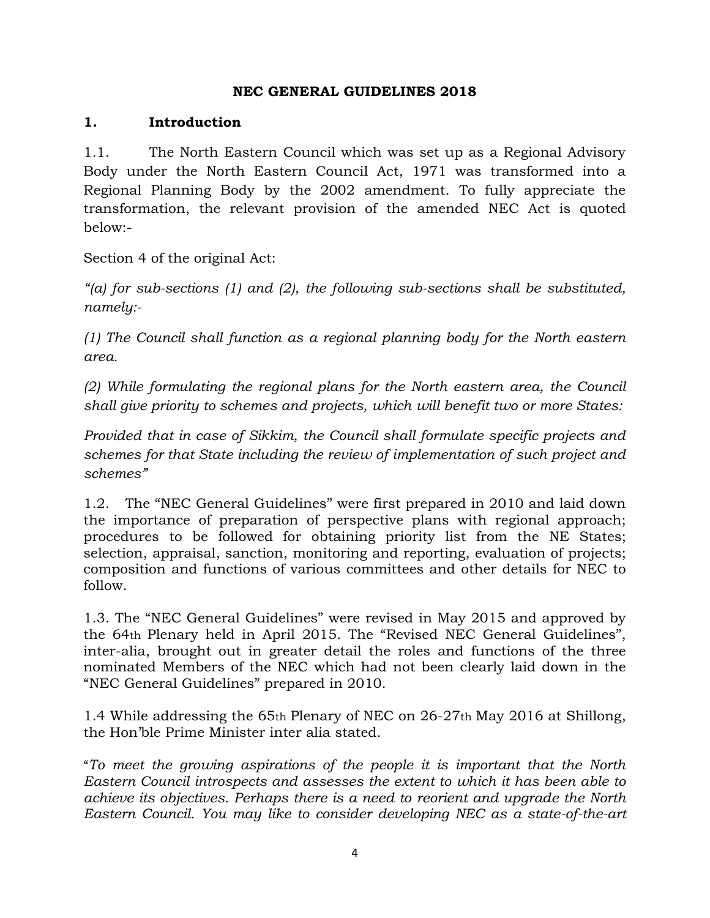**NEC GENERAL GUIDELINES 2018**

## 1. Introduction

1.1. The North Eastern Council which was set up as a Regional Advisory Body under the North Eastern Council Act, 1971 was transformed into a Regional Planning Body by the 2002 amendment. To fully appreciate the transformation, the relevant provision of the amended NEC Act is quoted below:-

Section 4 of the original Act:

*"(a) for sub-sections (1) and (2), the following sub-sections shall be substituted, namely:-*

*(1) The Council shall function as a regional planning body for the North eastern area.*

*(2) While formulating the regional plans for the North eastern area, the Council shall give priority to schemes and projects, which will benefit two or more States:*

*Provided that in case of Sikkim, the Council shall formulate specific projects and schemes for that State including the review of implementation of such project and schemes"*

1.2. The "NEC General Guidelines" were first prepared in 2010 and laid down the importance of preparation of perspective plans with regional approach; procedures to be followed for obtaining priority list from the NE States; selection, appraisal, sanction, monitoring and reporting, evaluation of projects; composition and functions of various committees and other details for NEC to follow.

1.3. The "NEC General Guidelines" were revised in May 2015 and approved by the 64th Plenary held in April 2015. The "Revised NEC General Guidelines", inter-alia, brought out in greater detail the roles and functions of the three nominated Members of the NEC which had not been clearly laid down in the "NEC General Guidelines" prepared in 2010.

1.4 While addressing the 65th Plenary of NEC on 26-27th May 2016 at Shillong, the Hon'ble Prime Minister inter alia stated.

"*To meet the growing aspirations of the people it is important that the North Eastern Council introspects and assesses the extent to which it has been able to achieve its objectives. Perhaps there is a need to reorient and upgrade the North Eastern Council. You may like to consider developing NEC as a state-of-the-art*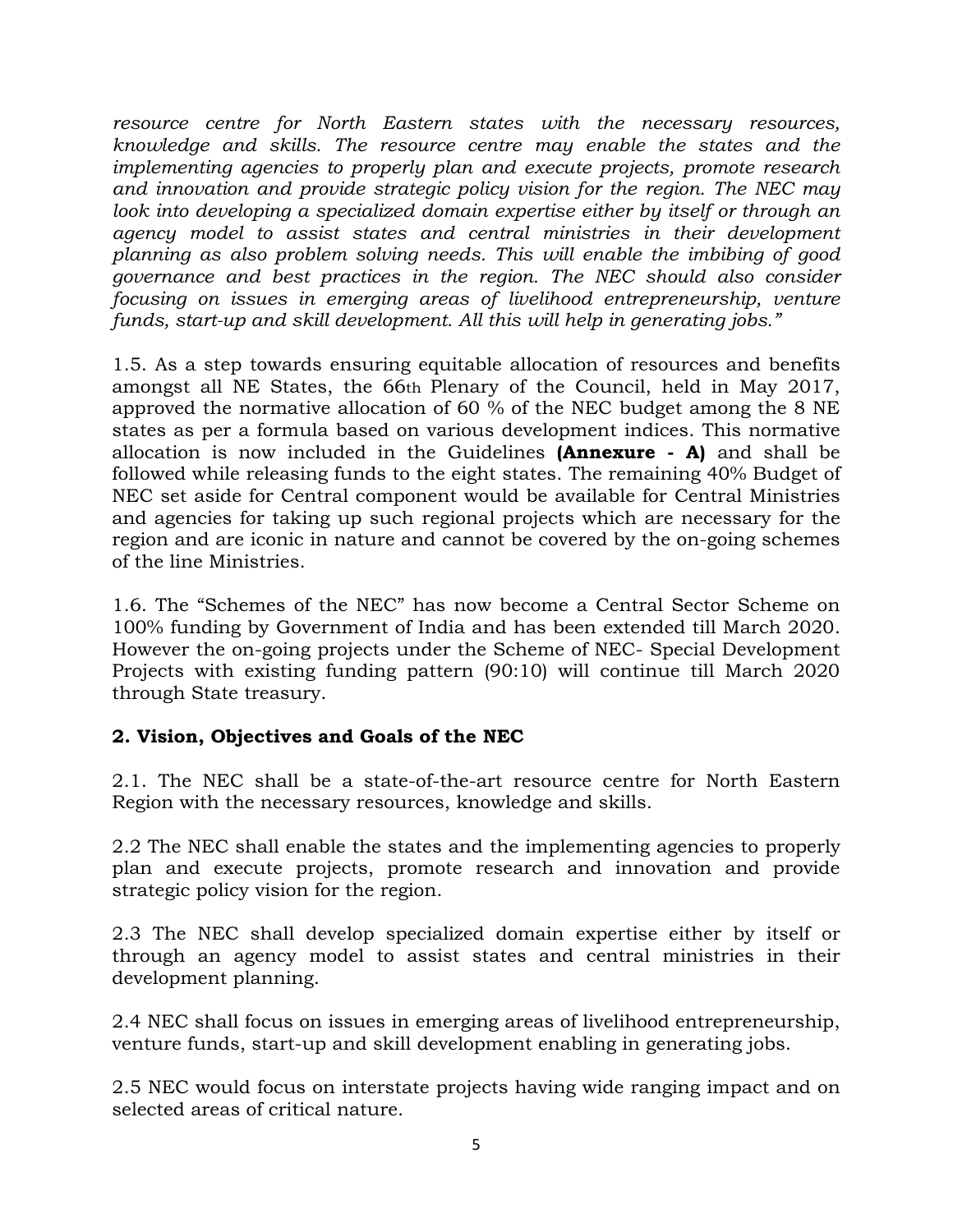*resource centre for North Eastern states with the necessary resources, knowledge and skills. The resource centre may enable the states and the implementing agencies to properly plan and execute projects, promote research and innovation and provide strategic policy vision for the region. The NEC may look into developing a specialized domain expertise either by itself or through an agency model to assist states and central ministries in their development planning as also problem solving needs. This will enable the imbibing of good governance and best practices in the region. The NEC should also consider focusing on issues in emerging areas of livelihood entrepreneurship, venture funds, start-up and skill development. All this will help in generating jobs."*

1.5. As a step towards ensuring equitable allocation of resources and benefits amongst all NE States, the 66th Plenary of the Council, held in May 2017, approved the normative allocation of 60 % of the NEC budget among the 8 NE states as per a formula based on various development indices. This normative allocation is now included in the Guidelines **(Annexure - A)** and shall be followed while releasing funds to the eight states. The remaining 40% Budget of NEC set aside for Central component would be available for Central Ministries and agencies for taking up such regional projects which are necessary for the region and are iconic in nature and cannot be covered by the on-going schemes of the line Ministries.

1.6. The "Schemes of the NEC" has now become a Central Sector Scheme on 100% funding by Government of India and has been extended till March 2020. However the on-going projects under the Scheme of NEC- Special Development Projects with existing funding pattern (90:10) will continue till March 2020 through State treasury.

## 2. Vision, Objectives and Goals of the NEC

2.1. The NEC shall be a state-of-the-art resource centre for North Eastern Region with the necessary resources, knowledge and skills.

2.2 The NEC shall enable the states and the implementing agencies to properly plan and execute projects, promote research and innovation and provide strategic policy vision for the region.

2.3 The NEC shall develop specialized domain expertise either by itself or through an agency model to assist states and central ministries in their development planning.

2.4 NEC shall focus on issues in emerging areas of livelihood entrepreneurship, venture funds, start-up and skill development enabling in generating jobs.

2.5 NEC would focus on interstate projects having wide ranging impact and on selected areas of critical nature.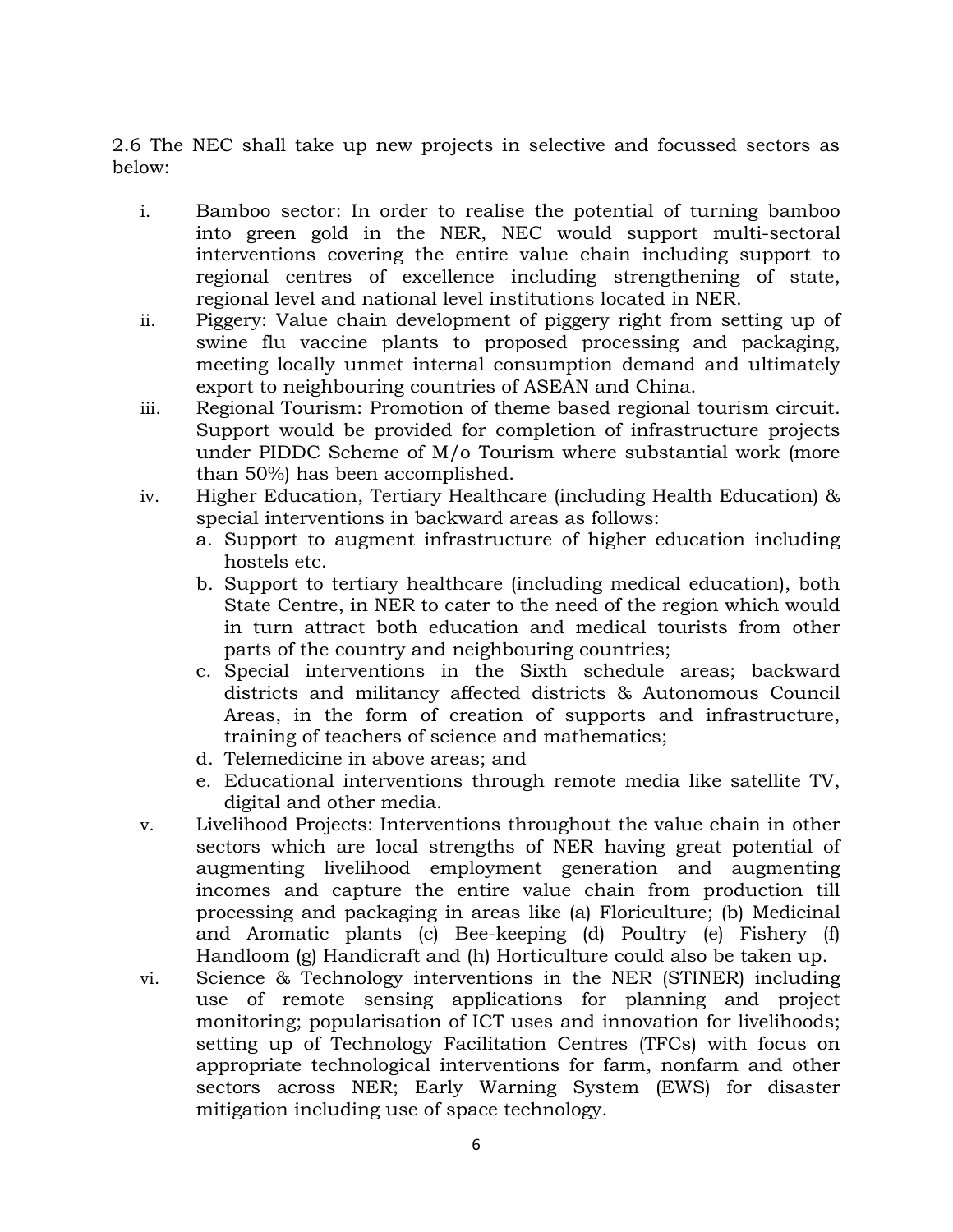2.6 The NEC shall take up new projects in selective and focussed sectors as below:

i. Bamboo sector: In order to realise the potential of turning bamboo into green gold in the NER, NEC would support multi-sectoral interventions covering the entire value chain including support to regional centres of excellence including strengthening of state, regional level and national level institutions located in NER.
ii. Piggery: Value chain development of piggery right from setting up of swine flu vaccine plants to proposed processing and packaging, meeting locally unmet internal consumption demand and ultimately export to neighbouring countries of ASEAN and China.
iii. Regional Tourism: Promotion of theme based regional tourism circuit. Support would be provided for completion of infrastructure projects under PIDDC Scheme of M/o Tourism where substantial work (more than 50%) has been accomplished.
iv. Higher Education, Tertiary Healthcare (including Health Education) & special interventions in backward areas as follows:
    a. Support to augment infrastructure of higher education including hostels etc.
    b. Support to tertiary healthcare (including medical education), both State Centre, in NER to cater to the need of the region which would in turn attract both education and medical tourists from other parts of the country and neighbouring countries;
    c. Special interventions in the Sixth schedule areas; backward districts and militancy affected districts & Autonomous Council Areas, in the form of creation of supports and infrastructure, training of teachers of science and mathematics;
    d. Telemedicine in above areas; and
    e. Educational interventions through remote media like satellite TV, digital and other media.
v. Livelihood Projects: Interventions throughout the value chain in other sectors which are local strengths of NER having great potential of augmenting livelihood employment generation and augmenting incomes and capture the entire value chain from production till processing and packaging in areas like (a) Floriculture; (b) Medicinal and Aromatic plants (c) Bee-keeping (d) Poultry (e) Fishery (f) Handloom (g) Handicraft and (h) Horticulture could also be taken up.
vi. Science & Technology interventions in the NER (STINER) including use of remote sensing applications for planning and project monitoring; popularisation of ICT uses and innovation for livelihoods; setting up of Technology Facilitation Centres (TFCs) with focus on appropriate technological interventions for farm, nonfarm and other sectors across NER; Early Warning System (EWS) for disaster mitigation including use of space technology.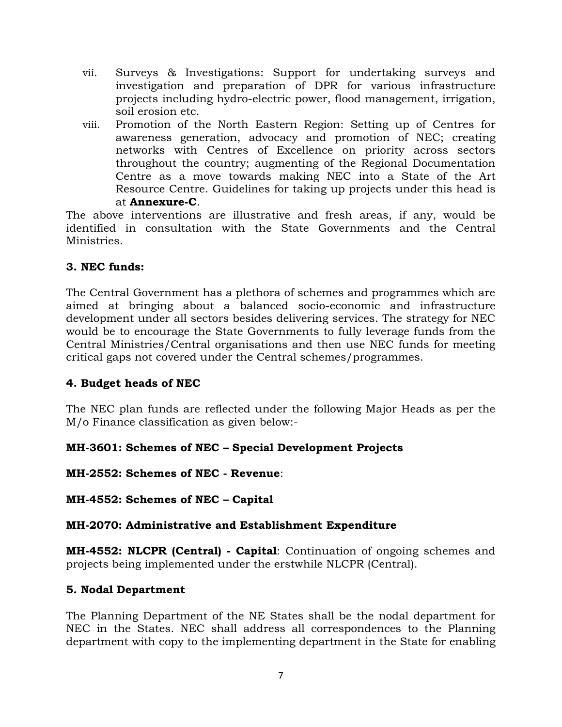vii. Surveys & Investigations: Support for undertaking surveys and investigation and preparation of DPR for various infrastructure projects including hydro-electric power, flood management, irrigation, soil erosion etc.

viii. Promotion of the North Eastern Region: Setting up of Centres for awareness generation, advocacy and promotion of NEC; creating networks with Centres of Excellence on priority across sectors throughout the country; augmenting of the Regional Documentation Centre as a move towards making NEC into a State of the Art Resource Centre. Guidelines for taking up projects under this head is at **Annexure-C**.

The above interventions are illustrative and fresh areas, if any, would be identified in consultation with the State Governments and the Central Ministries.

### 3. NEC funds:

The Central Government has a plethora of schemes and programmes which are aimed at bringing about a balanced socio-economic and infrastructure development under all sectors besides delivering services. The strategy for NEC would be to encourage the State Governments to fully leverage funds from the Central Ministries/Central organisations and then use NEC funds for meeting critical gaps not covered under the Central schemes/programmes.

### 4. Budget heads of NEC

The NEC plan funds are reflected under the following Major Heads as per the M/o Finance classification as given below:-

**MH-3601: Schemes of NEC – Special Development Projects**

**MH-2552: Schemes of NEC - Revenue**:

**MH-4552: Schemes of NEC – Capital**

**MH-2070: Administrative and Establishment Expenditure**

**MH-4552: NLCPR (Central) - Capital**: Continuation of ongoing schemes and projects being implemented under the erstwhile NLCPR (Central).

### 5. Nodal Department

The Planning Department of the NE States shall be the nodal department for NEC in the States. NEC shall address all correspondences to the Planning department with copy to the implementing department in the State for enabling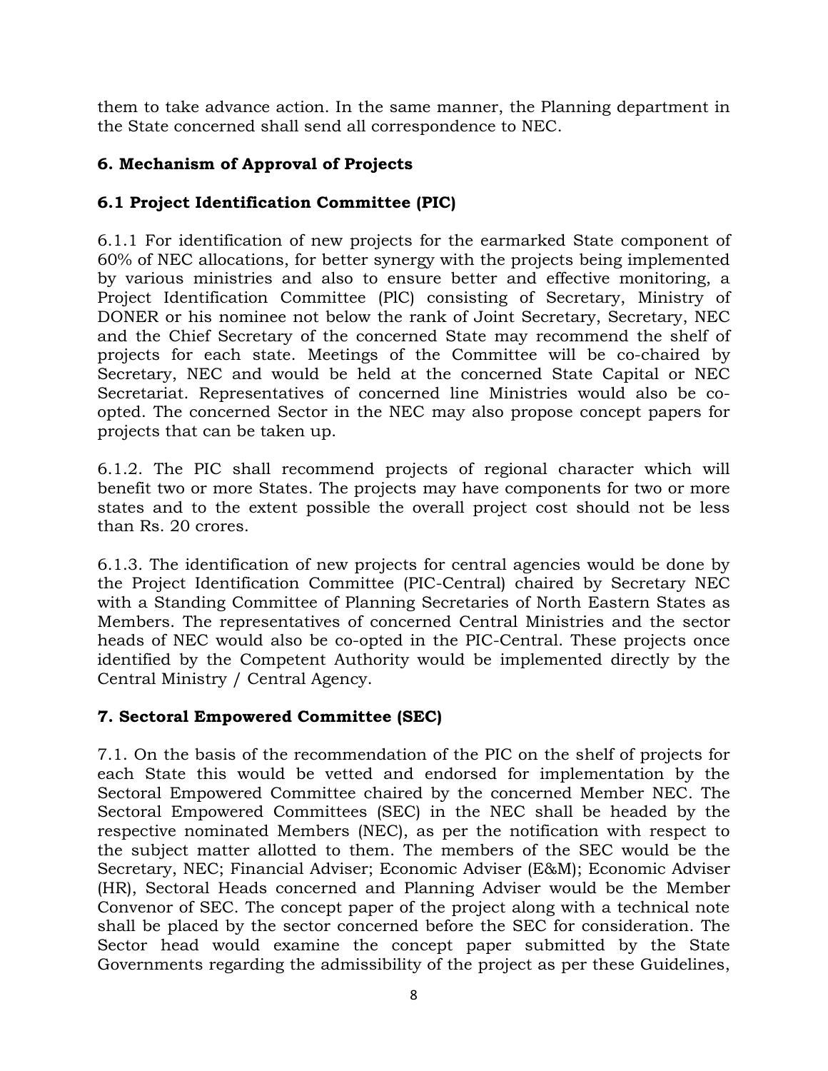them to take advance action. In the same manner, the Planning department in the State concerned shall send all correspondence to NEC.

## 6. Mechanism of Approval of Projects

### 6.1 Project Identification Committee (PIC)

6.1.1 For identification of new projects for the earmarked State component of 60% of NEC allocations, for better synergy with the projects being implemented by various ministries and also to ensure better and effective monitoring, a Project Identification Committee (PlC) consisting of Secretary, Ministry of DONER or his nominee not below the rank of Joint Secretary, Secretary, NEC and the Chief Secretary of the concerned State may recommend the shelf of projects for each state. Meetings of the Committee will be co-chaired by Secretary, NEC and would be held at the concerned State Capital or NEC Secretariat. Representatives of concerned line Ministries would also be co-opted. The concerned Sector in the NEC may also propose concept papers for projects that can be taken up.

6.1.2. The PIC shall recommend projects of regional character which will benefit two or more States. The projects may have components for two or more states and to the extent possible the overall project cost should not be less than Rs. 20 crores.

6.1.3. The identification of new projects for central agencies would be done by the Project Identification Committee (PIC-Central) chaired by Secretary NEC with a Standing Committee of Planning Secretaries of North Eastern States as Members. The representatives of concerned Central Ministries and the sector heads of NEC would also be co-opted in the PIC-Central. These projects once identified by the Competent Authority would be implemented directly by the Central Ministry / Central Agency.

## 7. Sectoral Empowered Committee (SEC)

7.1. On the basis of the recommendation of the PIC on the shelf of projects for each State this would be vetted and endorsed for implementation by the Sectoral Empowered Committee chaired by the concerned Member NEC. The Sectoral Empowered Committees (SEC) in the NEC shall be headed by the respective nominated Members (NEC), as per the notification with respect to the subject matter allotted to them. The members of the SEC would be the Secretary, NEC; Financial Adviser; Economic Adviser (E&M); Economic Adviser (HR), Sectoral Heads concerned and Planning Adviser would be the Member Convenor of SEC. The concept paper of the project along with a technical note shall be placed by the sector concerned before the SEC for consideration. The Sector head would examine the concept paper submitted by the State Governments regarding the admissibility of the project as per these Guidelines,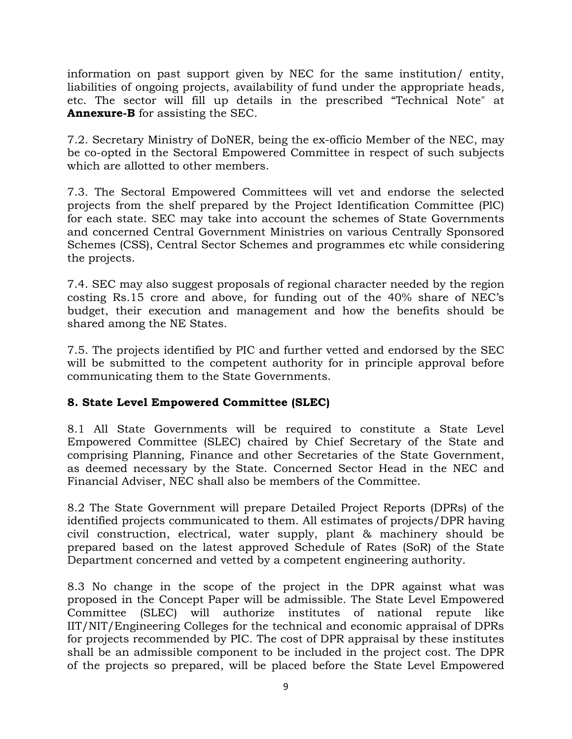information on past support given by NEC for the same institution/ entity, liabilities of ongoing projects, availability of fund under the appropriate heads, etc. The sector will fill up details in the prescribed "Technical Note" at **Annexure-B** for assisting the SEC.

7.2. Secretary Ministry of DoNER, being the ex-officio Member of the NEC, may be co-opted in the Sectoral Empowered Committee in respect of such subjects which are allotted to other members.

7.3. The Sectoral Empowered Committees will vet and endorse the selected projects from the shelf prepared by the Project Identification Committee (PlC) for each state. SEC may take into account the schemes of State Governments and concerned Central Government Ministries on various Centrally Sponsored Schemes (CSS), Central Sector Schemes and programmes etc while considering the projects.

7.4. SEC may also suggest proposals of regional character needed by the region costing Rs.15 crore and above, for funding out of the 40% share of NEC's budget, their execution and management and how the benefits should be shared among the NE States.

7.5. The projects identified by PIC and further vetted and endorsed by the SEC will be submitted to the competent authority for in principle approval before communicating them to the State Governments.

## 8. State Level Empowered Committee (SLEC)

8.1 All State Governments will be required to constitute a State Level Empowered Committee (SLEC) chaired by Chief Secretary of the State and comprising Planning, Finance and other Secretaries of the State Government, as deemed necessary by the State. Concerned Sector Head in the NEC and Financial Adviser, NEC shall also be members of the Committee.

8.2 The State Government will prepare Detailed Project Reports (DPRs) of the identified projects communicated to them. All estimates of projects/DPR having civil construction, electrical, water supply, plant & machinery should be prepared based on the latest approved Schedule of Rates (SoR) of the State Department concerned and vetted by a competent engineering authority.

8.3 No change in the scope of the project in the DPR against what was proposed in the Concept Paper will be admissible. The State Level Empowered Committee (SLEC) will authorize institutes of national repute like IIT/NIT/Engineering Colleges for the technical and economic appraisal of DPRs for projects recommended by PIC. The cost of DPR appraisal by these institutes shall be an admissible component to be included in the project cost. The DPR of the projects so prepared, will be placed before the State Level Empowered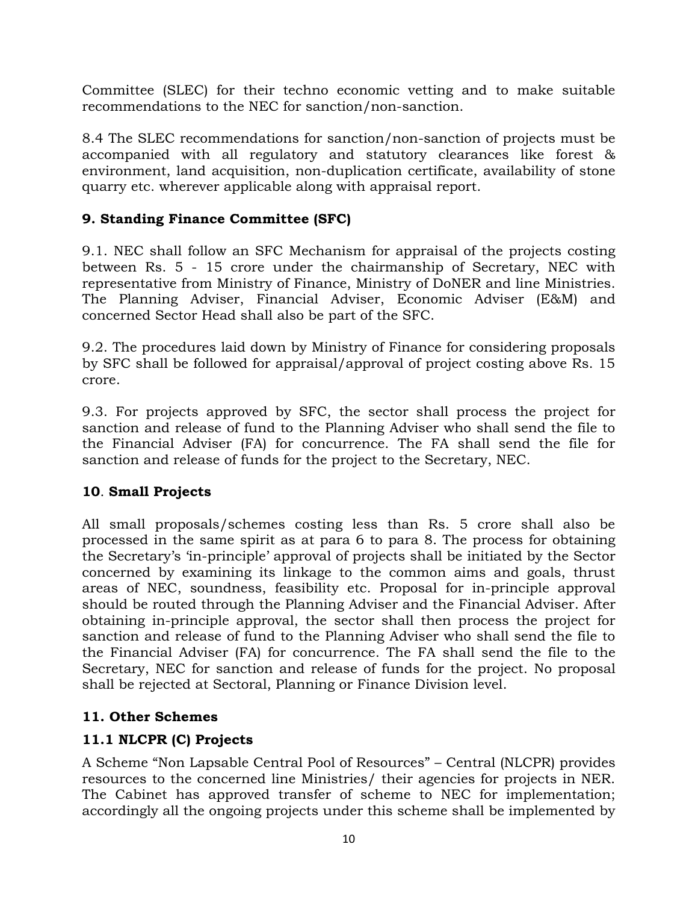Committee (SLEC) for their techno economic vetting and to make suitable recommendations to the NEC for sanction/non-sanction.

8.4 The SLEC recommendations for sanction/non-sanction of projects must be accompanied with all regulatory and statutory clearances like forest & environment, land acquisition, non-duplication certificate, availability of stone quarry etc. wherever applicable along with appraisal report.

## 9. Standing Finance Committee (SFC)

9.1. NEC shall follow an SFC Mechanism for appraisal of the projects costing between Rs. 5 - 15 crore under the chairmanship of Secretary, NEC with representative from Ministry of Finance, Ministry of DoNER and line Ministries. The Planning Adviser, Financial Adviser, Economic Adviser (E&M) and concerned Sector Head shall also be part of the SFC.

9.2. The procedures laid down by Ministry of Finance for considering proposals by SFC shall be followed for appraisal/approval of project costing above Rs. 15 crore.

9.3. For projects approved by SFC, the sector shall process the project for sanction and release of fund to the Planning Adviser who shall send the file to the Financial Adviser (FA) for concurrence. The FA shall send the file for sanction and release of funds for the project to the Secretary, NEC.

## 10. Small Projects

All small proposals/schemes costing less than Rs. 5 crore shall also be processed in the same spirit as at para 6 to para 8. The process for obtaining the Secretary's 'in-principle' approval of projects shall be initiated by the Sector concerned by examining its linkage to the common aims and goals, thrust areas of NEC, soundness, feasibility etc. Proposal for in-principle approval should be routed through the Planning Adviser and the Financial Adviser. After obtaining in-principle approval, the sector shall then process the project for sanction and release of fund to the Planning Adviser who shall send the file to the Financial Adviser (FA) for concurrence. The FA shall send the file to the Secretary, NEC for sanction and release of funds for the project. No proposal shall be rejected at Sectoral, Planning or Finance Division level.

## 11. Other Schemes

### 11.1 NLCPR (C) Projects

A Scheme "Non Lapsable Central Pool of Resources" – Central (NLCPR) provides resources to the concerned line Ministries/ their agencies for projects in NER. The Cabinet has approved transfer of scheme to NEC for implementation; accordingly all the ongoing projects under this scheme shall be implemented by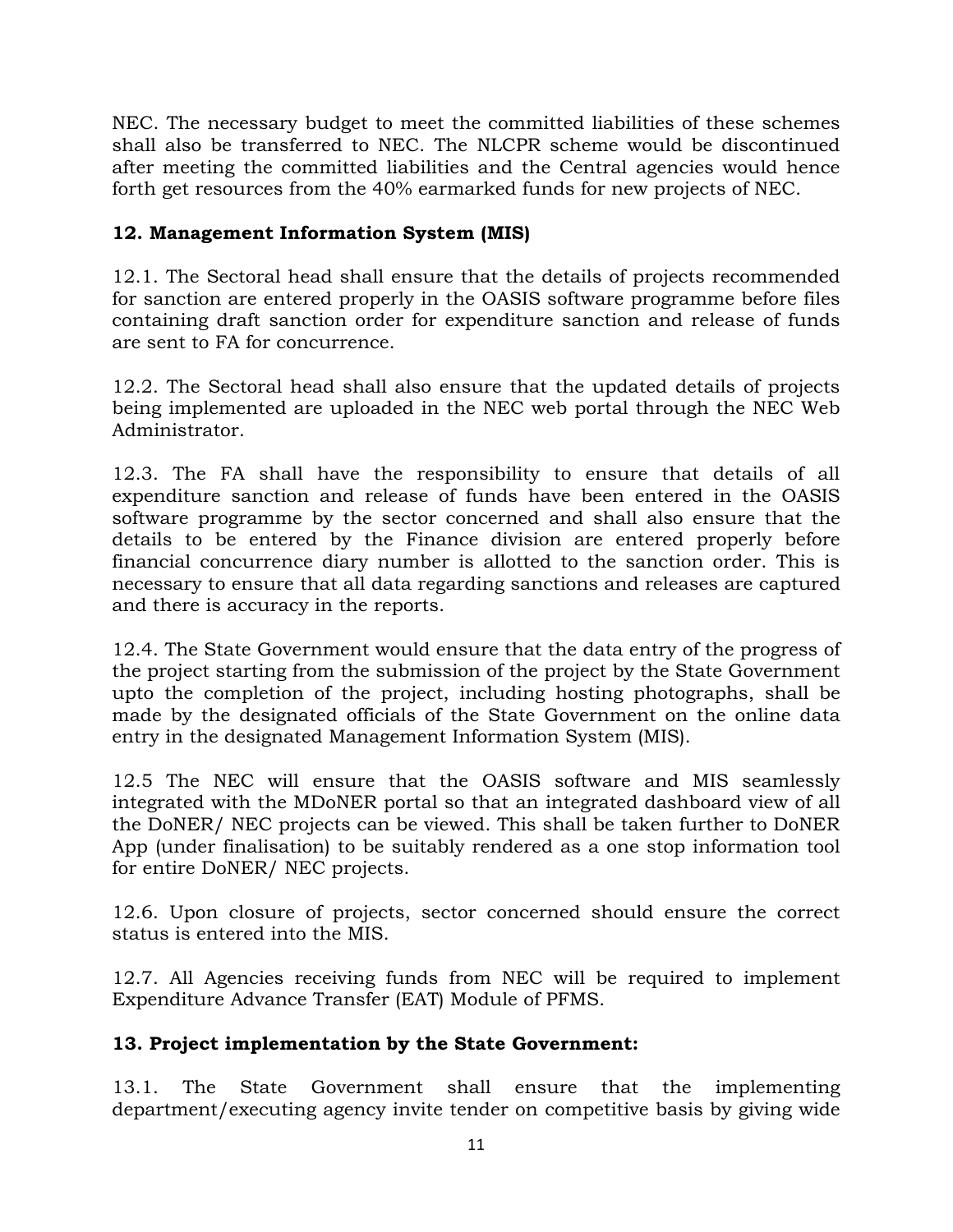NEC. The necessary budget to meet the committed liabilities of these schemes shall also be transferred to NEC. The NLCPR scheme would be discontinued after meeting the committed liabilities and the Central agencies would hence forth get resources from the 40% earmarked funds for new projects of NEC.

## 12. Management Information System (MIS)

12.1. The Sectoral head shall ensure that the details of projects recommended for sanction are entered properly in the OASIS software programme before files containing draft sanction order for expenditure sanction and release of funds are sent to FA for concurrence.

12.2. The Sectoral head shall also ensure that the updated details of projects being implemented are uploaded in the NEC web portal through the NEC Web Administrator.

12.3. The FA shall have the responsibility to ensure that details of all expenditure sanction and release of funds have been entered in the OASIS software programme by the sector concerned and shall also ensure that the details to be entered by the Finance division are entered properly before financial concurrence diary number is allotted to the sanction order. This is necessary to ensure that all data regarding sanctions and releases are captured and there is accuracy in the reports.

12.4. The State Government would ensure that the data entry of the progress of the project starting from the submission of the project by the State Government upto the completion of the project, including hosting photographs, shall be made by the designated officials of the State Government on the online data entry in the designated Management Information System (MIS).

12.5 The NEC will ensure that the OASIS software and MIS seamlessly integrated with the MDoNER portal so that an integrated dashboard view of all the DoNER/ NEC projects can be viewed. This shall be taken further to DoNER App (under finalisation) to be suitably rendered as a one stop information tool for entire DoNER/ NEC projects.

12.6. Upon closure of projects, sector concerned should ensure the correct status is entered into the MIS.

12.7. All Agencies receiving funds from NEC will be required to implement Expenditure Advance Transfer (EAT) Module of PFMS.

## 13. Project implementation by the State Government:

13.1. The State Government shall ensure that the implementing department/executing agency invite tender on competitive basis by giving wide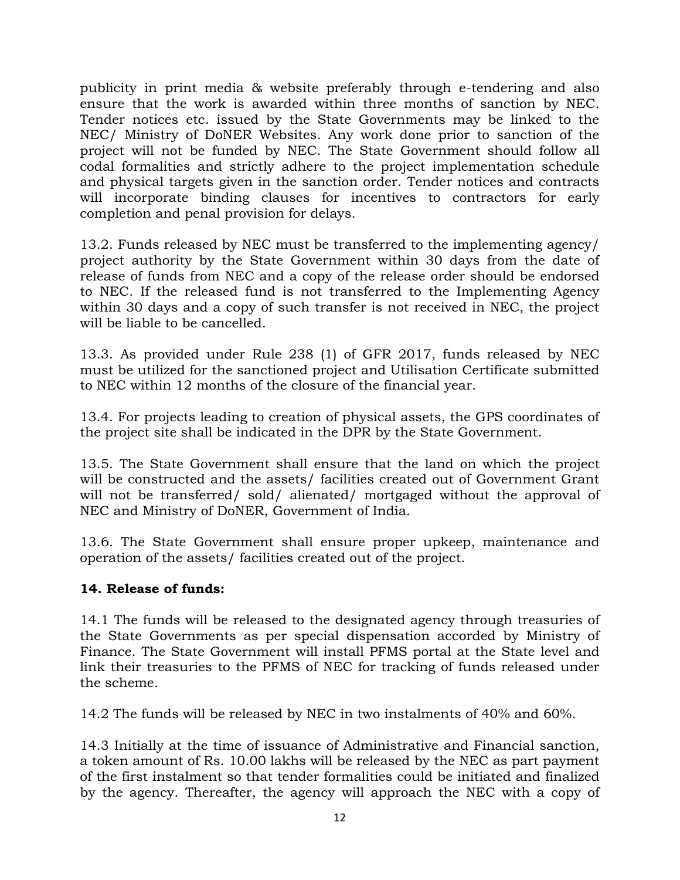publicity in print media & website preferably through e-tendering and also ensure that the work is awarded within three months of sanction by NEC. Tender notices etc. issued by the State Governments may be linked to the NEC/ Ministry of DoNER Websites. Any work done prior to sanction of the project will not be funded by NEC. The State Government should follow all codal formalities and strictly adhere to the project implementation schedule and physical targets given in the sanction order. Tender notices and contracts will incorporate binding clauses for incentives to contractors for early completion and penal provision for delays.

13.2. Funds released by NEC must be transferred to the implementing agency/ project authority by the State Government within 30 days from the date of release of funds from NEC and a copy of the release order should be endorsed to NEC. If the released fund is not transferred to the Implementing Agency within 30 days and a copy of such transfer is not received in NEC, the project will be liable to be cancelled.

13.3. As provided under Rule 238 (1) of GFR 2017, funds released by NEC must be utilized for the sanctioned project and Utilisation Certificate submitted to NEC within 12 months of the closure of the financial year.

13.4. For projects leading to creation of physical assets, the GPS coordinates of the project site shall be indicated in the DPR by the State Government.

13.5. The State Government shall ensure that the land on which the project will be constructed and the assets/ facilities created out of Government Grant will not be transferred/ sold/ alienated/ mortgaged without the approval of NEC and Ministry of DoNER, Government of India.

13.6. The State Government shall ensure proper upkeep, maintenance and operation of the assets/ facilities created out of the project.

**14. Release of funds:**

14.1 The funds will be released to the designated agency through treasuries of the State Governments as per special dispensation accorded by Ministry of Finance. The State Government will install PFMS portal at the State level and link their treasuries to the PFMS of NEC for tracking of funds released under the scheme.

14.2 The funds will be released by NEC in two instalments of 40% and 60%.

14.3 Initially at the time of issuance of Administrative and Financial sanction, a token amount of Rs. 10.00 lakhs will be released by the NEC as part payment of the first instalment so that tender formalities could be initiated and finalized by the agency. Thereafter, the agency will approach the NEC with a copy of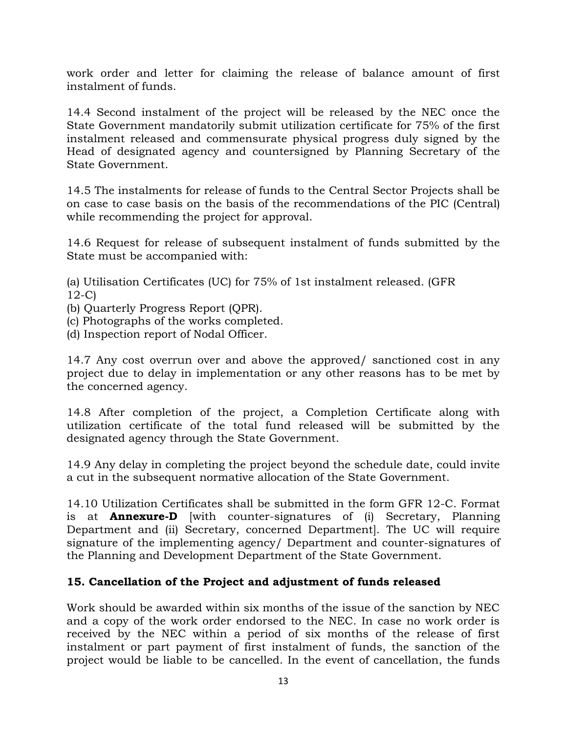work order and letter for claiming the release of balance amount of first instalment of funds.

14.4 Second instalment of the project will be released by the NEC once the State Government mandatorily submit utilization certificate for 75% of the first instalment released and commensurate physical progress duly signed by the Head of designated agency and countersigned by Planning Secretary of the State Government.

14.5 The instalments for release of funds to the Central Sector Projects shall be on case to case basis on the basis of the recommendations of the PIC (Central) while recommending the project for approval.

14.6 Request for release of subsequent instalment of funds submitted by the State must be accompanied with:

(a) Utilisation Certificates (UC) for 75% of 1st instalment released. (GFR 12-C)
(b) Quarterly Progress Report (QPR).
(c) Photographs of the works completed.
(d) Inspection report of Nodal Officer.

14.7 Any cost overrun over and above the approved/ sanctioned cost in any project due to delay in implementation or any other reasons has to be met by the concerned agency.

14.8 After completion of the project, a Completion Certificate along with utilization certificate of the total fund released will be submitted by the designated agency through the State Government.

14.9 Any delay in completing the project beyond the schedule date, could invite a cut in the subsequent normative allocation of the State Government.

14.10 Utilization Certificates shall be submitted in the form GFR 12-C. Format is at **Annexure-D** [with counter-signatures of (i) Secretary, Planning Department and (ii) Secretary, concerned Department]. The UC will require signature of the implementing agency/ Department and counter-signatures of the Planning and Development Department of the State Government.

## 15. Cancellation of the Project and adjustment of funds released

Work should be awarded within six months of the issue of the sanction by NEC and a copy of the work order endorsed to the NEC. In case no work order is received by the NEC within a period of six months of the release of first instalment or part payment of first instalment of funds, the sanction of the project would be liable to be cancelled. In the event of cancellation, the funds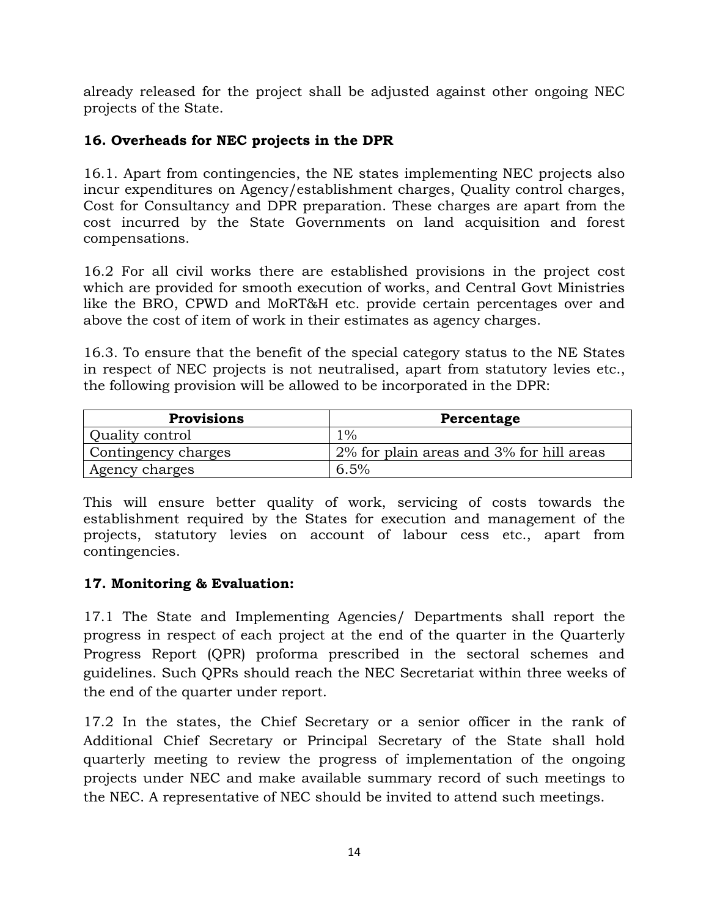already released for the project shall be adjusted against other ongoing NEC projects of the State.

### 16. Overheads for NEC projects in the DPR

16.1. Apart from contingencies, the NE states implementing NEC projects also incur expenditures on Agency/establishment charges, Quality control charges, Cost for Consultancy and DPR preparation. These charges are apart from the cost incurred by the State Governments on land acquisition and forest compensations.

16.2 For all civil works there are established provisions in the project cost which are provided for smooth execution of works, and Central Govt Ministries like the BRO, CPWD and MoRT&H etc. provide certain percentages over and above the cost of item of work in their estimates as agency charges.

16.3. To ensure that the benefit of the special category status to the NE States in respect of NEC projects is not neutralised, apart from statutory levies etc., the following provision will be allowed to be incorporated in the DPR:

| Provisions | Percentage |
|---|---|
| Quality control | 1% |
| Contingency charges | 2% for plain areas and 3% for hill areas |
| Agency charges | 6.5% |

This will ensure better quality of work, servicing of costs towards the establishment required by the States for execution and management of the projects, statutory levies on account of labour cess etc., apart from contingencies.

### 17. Monitoring & Evaluation:

17.1 The State and Implementing Agencies/ Departments shall report the progress in respect of each project at the end of the quarter in the Quarterly Progress Report (QPR) proforma prescribed in the sectoral schemes and guidelines. Such QPRs should reach the NEC Secretariat within three weeks of the end of the quarter under report.

17.2 In the states, the Chief Secretary or a senior officer in the rank of Additional Chief Secretary or Principal Secretary of the State shall hold quarterly meeting to review the progress of implementation of the ongoing projects under NEC and make available summary record of such meetings to the NEC. A representative of NEC should be invited to attend such meetings.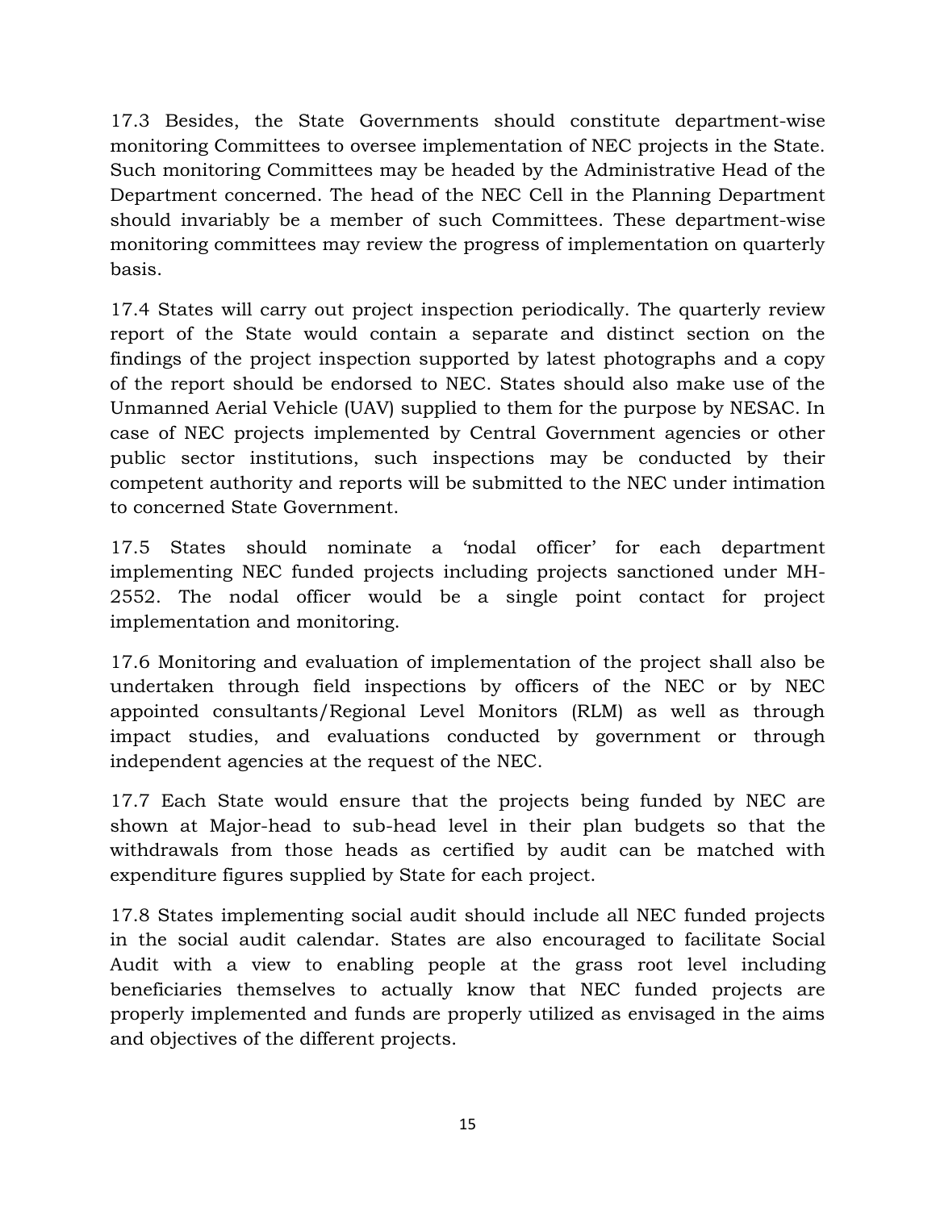17.3 Besides, the State Governments should constitute department-wise monitoring Committees to oversee implementation of NEC projects in the State. Such monitoring Committees may be headed by the Administrative Head of the Department concerned. The head of the NEC Cell in the Planning Department should invariably be a member of such Committees. These department-wise monitoring committees may review the progress of implementation on quarterly basis.

17.4 States will carry out project inspection periodically. The quarterly review report of the State would contain a separate and distinct section on the findings of the project inspection supported by latest photographs and a copy of the report should be endorsed to NEC. States should also make use of the Unmanned Aerial Vehicle (UAV) supplied to them for the purpose by NESAC. In case of NEC projects implemented by Central Government agencies or other public sector institutions, such inspections may be conducted by their competent authority and reports will be submitted to the NEC under intimation to concerned State Government.

17.5 States should nominate a 'nodal officer' for each department implementing NEC funded projects including projects sanctioned under MH-2552. The nodal officer would be a single point contact for project implementation and monitoring.

17.6 Monitoring and evaluation of implementation of the project shall also be undertaken through field inspections by officers of the NEC or by NEC appointed consultants/Regional Level Monitors (RLM) as well as through impact studies, and evaluations conducted by government or through independent agencies at the request of the NEC.

17.7 Each State would ensure that the projects being funded by NEC are shown at Major-head to sub-head level in their plan budgets so that the withdrawals from those heads as certified by audit can be matched with expenditure figures supplied by State for each project.

17.8 States implementing social audit should include all NEC funded projects in the social audit calendar. States are also encouraged to facilitate Social Audit with a view to enabling people at the grass root level including beneficiaries themselves to actually know that NEC funded projects are properly implemented and funds are properly utilized as envisaged in the aims and objectives of the different projects.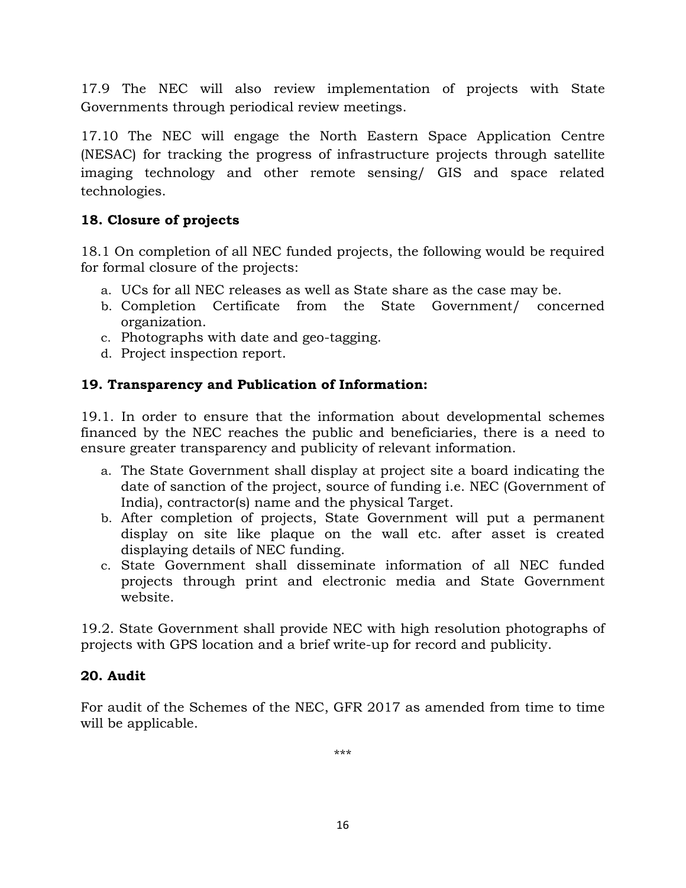17.9 The NEC will also review implementation of projects with State Governments through periodical review meetings.

17.10 The NEC will engage the North Eastern Space Application Centre (NESAC) for tracking the progress of infrastructure projects through satellite imaging technology and other remote sensing/ GIS and space related technologies.

**18. Closure of projects**

18.1 On completion of all NEC funded projects, the following would be required for formal closure of the projects:

a. UCs for all NEC releases as well as State share as the case may be.
b. Completion Certificate from the State Government/ concerned organization.
c. Photographs with date and geo-tagging.
d. Project inspection report.

**19. Transparency and Publication of Information:**

19.1. In order to ensure that the information about developmental schemes financed by the NEC reaches the public and beneficiaries, there is a need to ensure greater transparency and publicity of relevant information.

a. The State Government shall display at project site a board indicating the date of sanction of the project, source of funding i.e. NEC (Government of India), contractor(s) name and the physical Target.
b. After completion of projects, State Government will put a permanent display on site like plaque on the wall etc. after asset is created displaying details of NEC funding.
c. State Government shall disseminate information of all NEC funded projects through print and electronic media and State Government website.

19.2. State Government shall provide NEC with high resolution photographs of projects with GPS location and a brief write-up for record and publicity.

**20. Audit**

For audit of the Schemes of the NEC, GFR 2017 as amended from time to time will be applicable.

***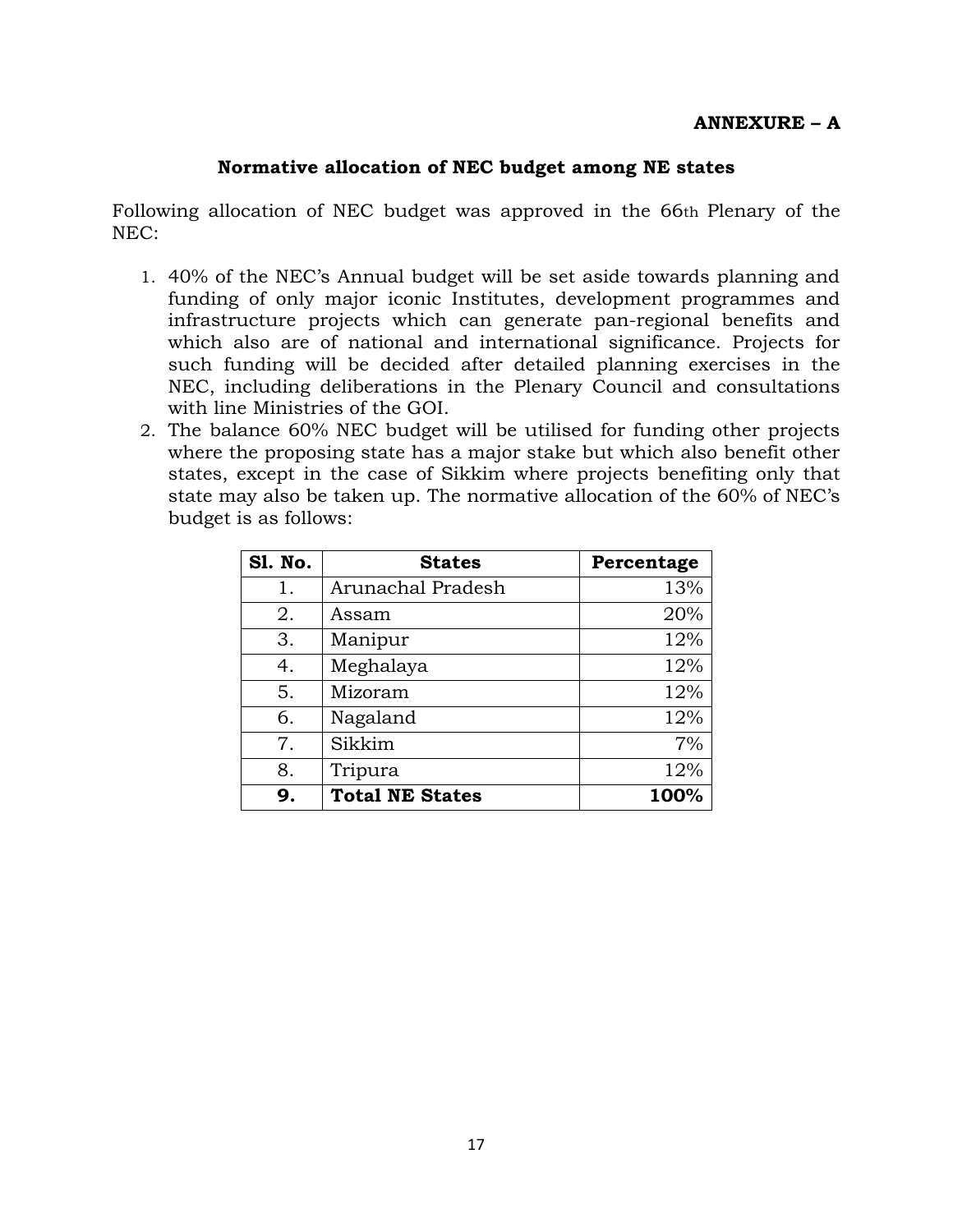**ANNEXURE – A**

**Normative allocation of NEC budget among NE states**

Following allocation of NEC budget was approved in the 66th Plenary of the NEC:

1. 40% of the NEC's Annual budget will be set aside towards planning and funding of only major iconic Institutes, development programmes and infrastructure projects which can generate pan-regional benefits and which also are of national and international significance. Projects for such funding will be decided after detailed planning exercises in the NEC, including deliberations in the Plenary Council and consultations with line Ministries of the GOI.
2. The balance 60% NEC budget will be utilised for funding other projects where the proposing state has a major stake but which also benefit other states, except in the case of Sikkim where projects benefiting only that state may also be taken up. The normative allocation of the 60% of NEC's budget is as follows:

| Sl. No. | States | Percentage |
|---|---|---|
| 1. | Arunachal Pradesh | 13% |
| 2. | Assam | 20% |
| 3. | Manipur | 12% |
| 4. | Meghalaya | 12% |
| 5. | Mizoram | 12% |
| 6. | Nagaland | 12% |
| 7. | Sikkim | 7% |
| 8. | Tripura | 12% |
| **9.** | **Total NE States** | **100%** |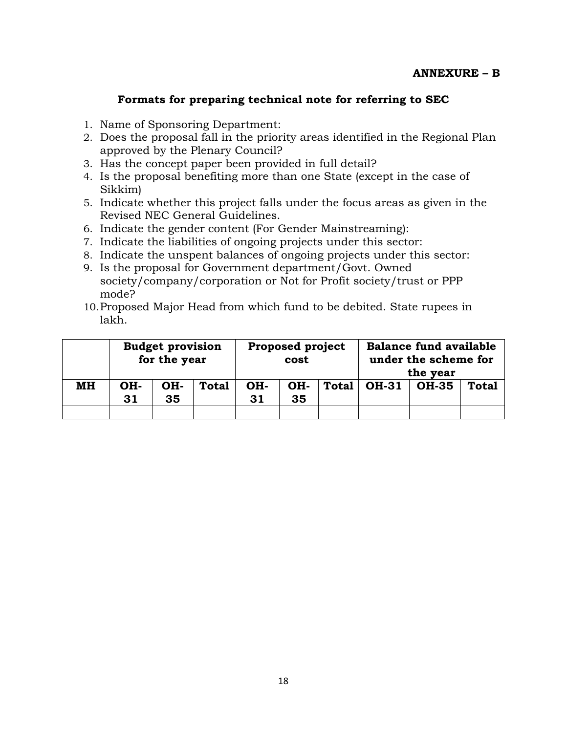**ANNEXURE – B**

## Formats for preparing technical note for referring to SEC

1. Name of Sponsoring Department:
2. Does the proposal fall in the priority areas identified in the Regional Plan approved by the Plenary Council?
3. Has the concept paper been provided in full detail?
4. Is the proposal benefiting more than one State (except in the case of Sikkim)
5. Indicate whether this project falls under the focus areas as given in the Revised NEC General Guidelines.
6. Indicate the gender content (For Gender Mainstreaming):
7. Indicate the liabilities of ongoing projects under this sector:
8. Indicate the unspent balances of ongoing projects under this sector:
9. Is the proposal for Government department/Govt. Owned society/company/corporation or Not for Profit society/trust or PPP mode?
10. Proposed Major Head from which fund to be debited. State rupees in lakh.

| | **Budget provision for the year** | | | **Proposed project cost** | | | **Balance fund available under the scheme for the year** | | |
|---|---|---|---|---|---|---|---|---|---|
| **MH** | **OH-31** | **OH-35** | **Total** | **OH-31** | **OH-35** | **Total** | **OH-31** | **OH-35** | **Total** |
| | | | | | | | | | |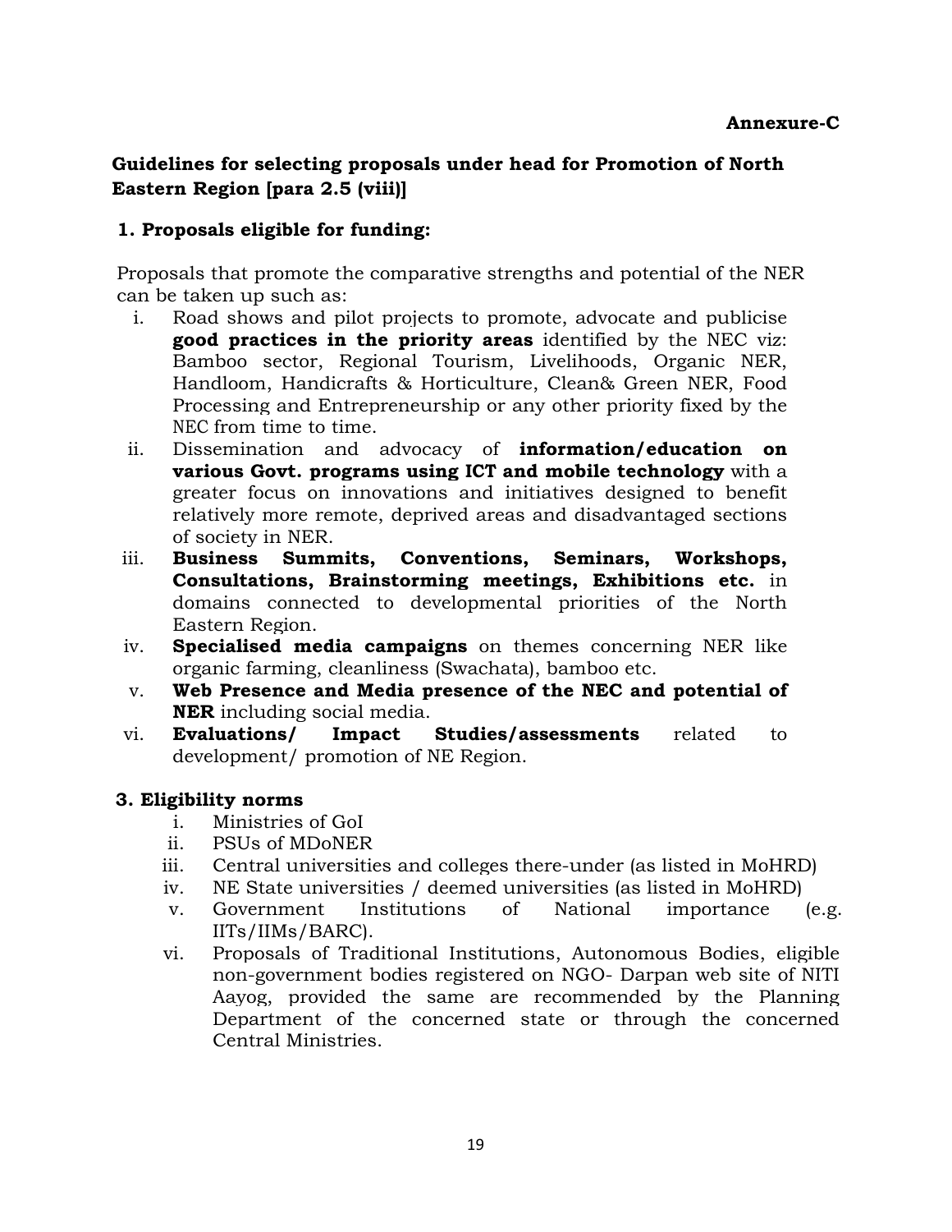**Annexure-C**

## Guidelines for selecting proposals under head for Promotion of North Eastern Region [para 2.5 (viii)]

### 1. Proposals eligible for funding:

Proposals that promote the comparative strengths and potential of the NER can be taken up such as:

i. Road shows and pilot projects to promote, advocate and publicise **good practices in the priority areas** identified by the NEC viz: Bamboo sector, Regional Tourism, Livelihoods, Organic NER, Handloom, Handicrafts & Horticulture, Clean& Green NER, Food Processing and Entrepreneurship or any other priority fixed by the NEC from time to time.

ii. Dissemination and advocacy of **information/education on various Govt. programs using ICT and mobile technology** with a greater focus on innovations and initiatives designed to benefit relatively more remote, deprived areas and disadvantaged sections of society in NER.

iii. **Business Summits, Conventions, Seminars, Workshops, Consultations, Brainstorming meetings, Exhibitions etc.** in domains connected to developmental priorities of the North Eastern Region.

iv. **Specialised media campaigns** on themes concerning NER like organic farming, cleanliness (Swachata), bamboo etc.

v. **Web Presence and Media presence of the NEC and potential of NER** including social media.

vi. **Evaluations/ Impact Studies/assessments** related to development/ promotion of NE Region.

### 3. Eligibility norms

i. Ministries of GoI

ii. PSUs of MDoNER

iii. Central universities and colleges there-under (as listed in MoHRD)

iv. NE State universities / deemed universities (as listed in MoHRD)

v. Government Institutions of National importance (e.g. IITs/IIMs/BARC).

vi. Proposals of Traditional Institutions, Autonomous Bodies, eligible non-government bodies registered on NGO- Darpan web site of NITI Aayog, provided the same are recommended by the Planning Department of the concerned state or through the concerned Central Ministries.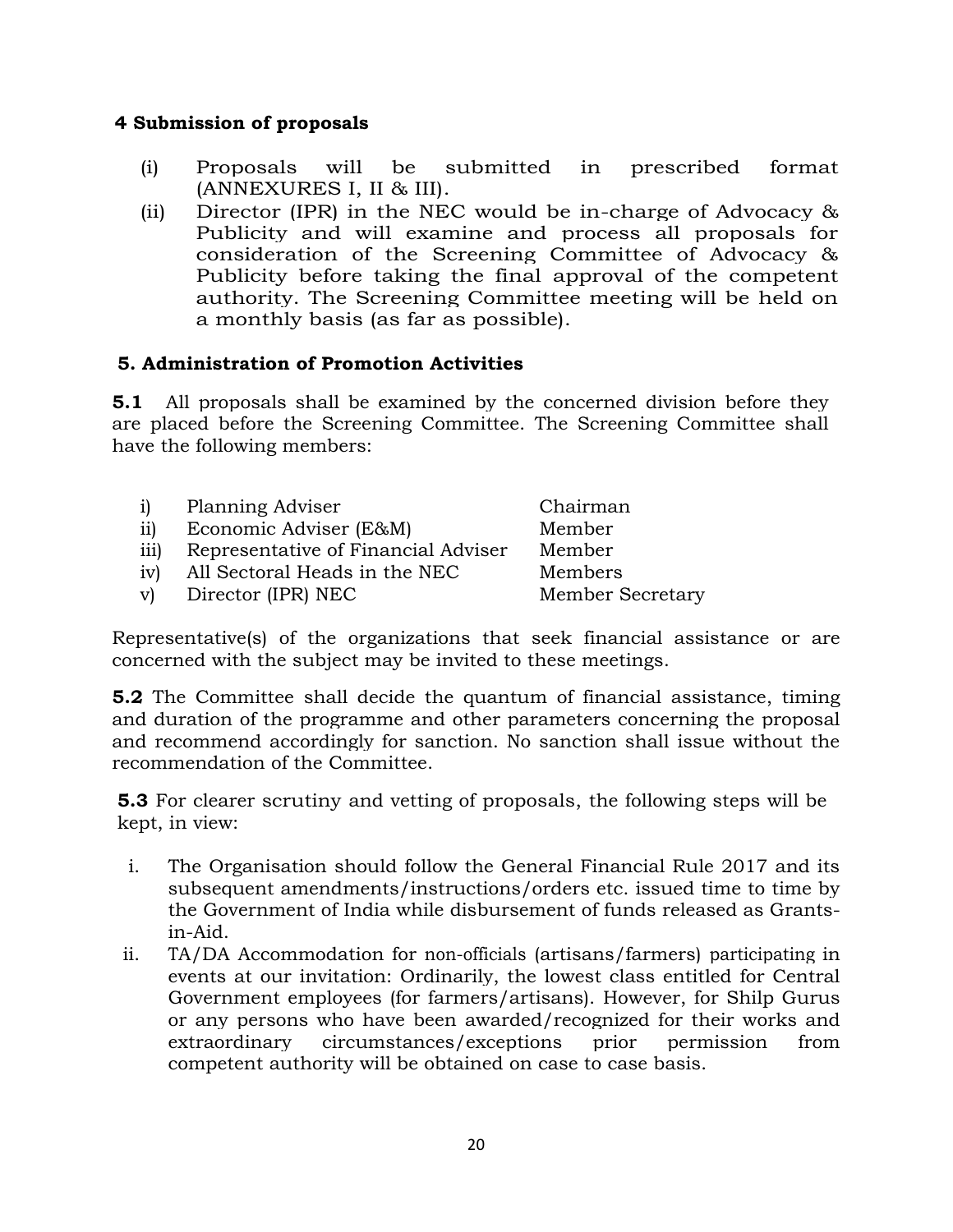## 4 Submission of proposals

(i) Proposals will be submitted in prescribed format (ANNEXURES I, II & III).

(ii) Director (IPR) in the NEC would be in-charge of Advocacy & Publicity and will examine and process all proposals for consideration of the Screening Committee of Advocacy & Publicity before taking the final approval of the competent authority. The Screening Committee meeting will be held on a monthly basis (as far as possible).

## 5. Administration of Promotion Activities

**5.1** All proposals shall be examined by the concerned division before they are placed before the Screening Committee. The Screening Committee shall have the following members:

| | | |
|---|---|---|
| i) | Planning Adviser | Chairman |
| ii) | Economic Adviser (E&M) | Member |
| iii) | Representative of Financial Adviser | Member |
| iv) | All Sectoral Heads in the NEC | Members |
| v) | Director (IPR) NEC | Member Secretary |

Representative(s) of the organizations that seek financial assistance or are concerned with the subject may be invited to these meetings.

**5.2** The Committee shall decide the quantum of financial assistance, timing and duration of the programme and other parameters concerning the proposal and recommend accordingly for sanction. No sanction shall issue without the recommendation of the Committee.

**5.3** For clearer scrutiny and vetting of proposals, the following steps will be kept, in view:

i. The Organisation should follow the General Financial Rule 2017 and its subsequent amendments/instructions/orders etc. issued time to time by the Government of India while disbursement of funds released as Grants-in-Aid.

ii. TA/DA Accommodation for non-officials (artisans/farmers) participating in events at our invitation: Ordinarily, the lowest class entitled for Central Government employees (for farmers/artisans). However, for Shilp Gurus or any persons who have been awarded/recognized for their works and extraordinary circumstances/exceptions prior permission from competent authority will be obtained on case to case basis.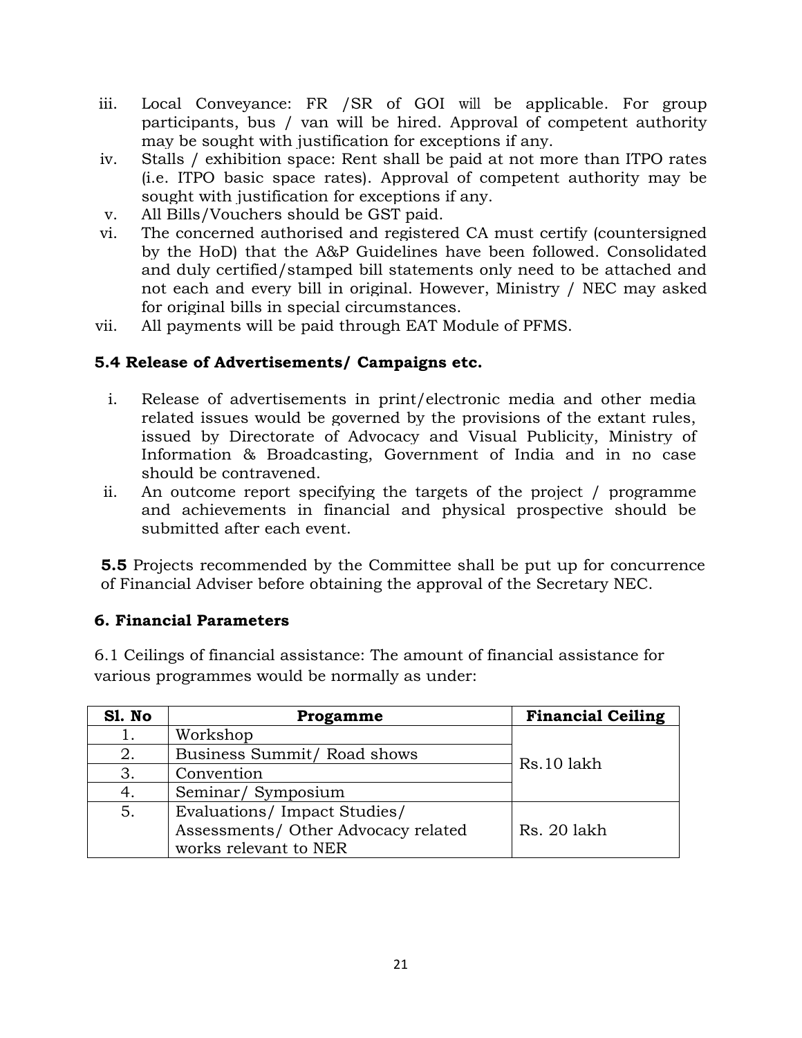iii. Local Conveyance: FR /SR of GOI will be applicable. For group participants, bus / van will be hired. Approval of competent authority may be sought with justification for exceptions if any.
iv. Stalls / exhibition space: Rent shall be paid at not more than ITPO rates (i.e. ITPO basic space rates). Approval of competent authority may be sought with justification for exceptions if any.
v. All Bills/Vouchers should be GST paid.
vi. The concerned authorised and registered CA must certify (countersigned by the HoD) that the A&P Guidelines have been followed. Consolidated and duly certified/stamped bill statements only need to be attached and not each and every bill in original. However, Ministry / NEC may asked for original bills in special circumstances.
vii. All payments will be paid through EAT Module of PFMS.

**5.4 Release of Advertisements/ Campaigns etc.**

i. Release of advertisements in print/electronic media and other media related issues would be governed by the provisions of the extant rules, issued by Directorate of Advocacy and Visual Publicity, Ministry of Information & Broadcasting, Government of India and in no case should be contravened.
ii. An outcome report specifying the targets of the project / programme and achievements in financial and physical prospective should be submitted after each event.

**5.5** Projects recommended by the Committee shall be put up for concurrence of Financial Adviser before obtaining the approval of the Secretary NEC.

## 6. Financial Parameters

6.1 Ceilings of financial assistance: The amount of financial assistance for various programmes would be normally as under:

| Sl. No | Progamme | Financial Ceiling |
|---|---|---|
| 1. | Workshop | Rs.10 lakh |
| 2. | Business Summit/ Road shows | |
| 3. | Convention | |
| 4. | Seminar/ Symposium | |
| 5. | Evaluations/ Impact Studies/ Assessments/ Other Advocacy related works relevant to NER | Rs. 20 lakh |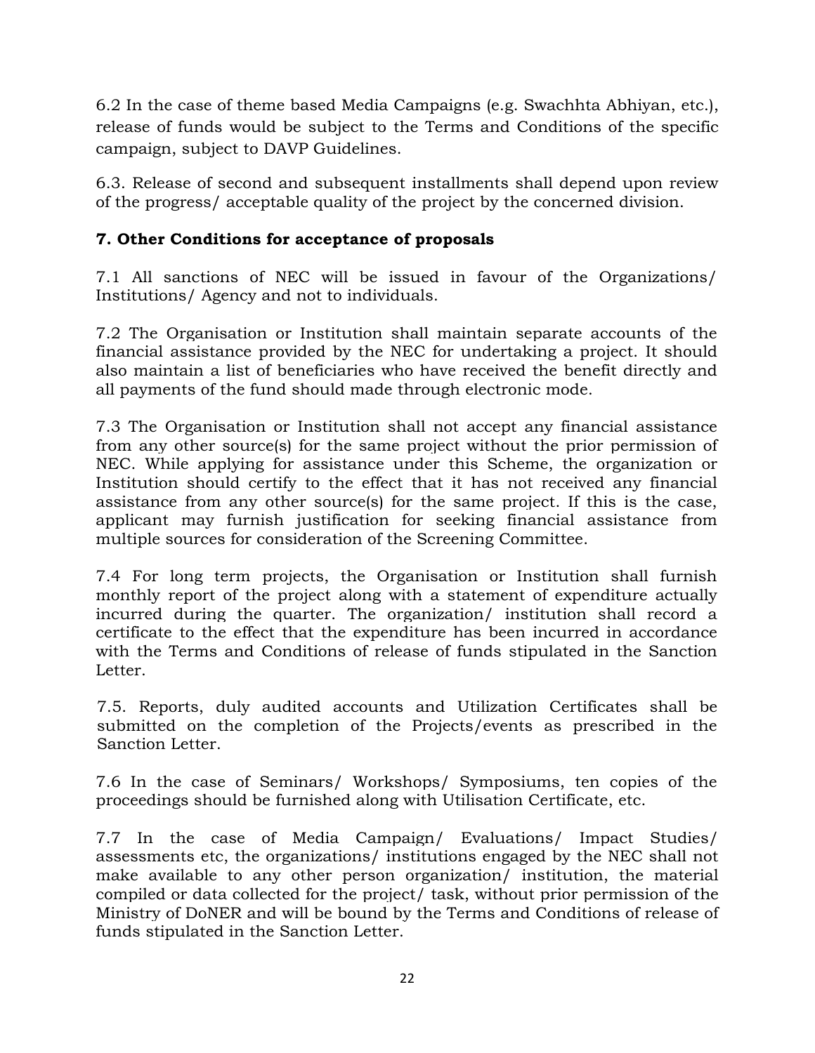6.2 In the case of theme based Media Campaigns (e.g. Swachhta Abhiyan, etc.), release of funds would be subject to the Terms and Conditions of the specific campaign, subject to DAVP Guidelines.

6.3. Release of second and subsequent installments shall depend upon review of the progress/ acceptable quality of the project by the concerned division.

## 7. Other Conditions for acceptance of proposals

7.1 All sanctions of NEC will be issued in favour of the Organizations/ Institutions/ Agency and not to individuals.

7.2 The Organisation or Institution shall maintain separate accounts of the financial assistance provided by the NEC for undertaking a project. It should also maintain a list of beneficiaries who have received the benefit directly and all payments of the fund should made through electronic mode.

7.3 The Organisation or Institution shall not accept any financial assistance from any other source(s) for the same project without the prior permission of NEC. While applying for assistance under this Scheme, the organization or Institution should certify to the effect that it has not received any financial assistance from any other source(s) for the same project. If this is the case, applicant may furnish justification for seeking financial assistance from multiple sources for consideration of the Screening Committee.

7.4 For long term projects, the Organisation or Institution shall furnish monthly report of the project along with a statement of expenditure actually incurred during the quarter. The organization/ institution shall record a certificate to the effect that the expenditure has been incurred in accordance with the Terms and Conditions of release of funds stipulated in the Sanction Letter.

7.5. Reports, duly audited accounts and Utilization Certificates shall be submitted on the completion of the Projects/events as prescribed in the Sanction Letter.

7.6 In the case of Seminars/ Workshops/ Symposiums, ten copies of the proceedings should be furnished along with Utilisation Certificate, etc.

7.7 In the case of Media Campaign/ Evaluations/ Impact Studies/ assessments etc, the organizations/ institutions engaged by the NEC shall not make available to any other person organization/ institution, the material compiled or data collected for the project/ task, without prior permission of the Ministry of DoNER and will be bound by the Terms and Conditions of release of funds stipulated in the Sanction Letter.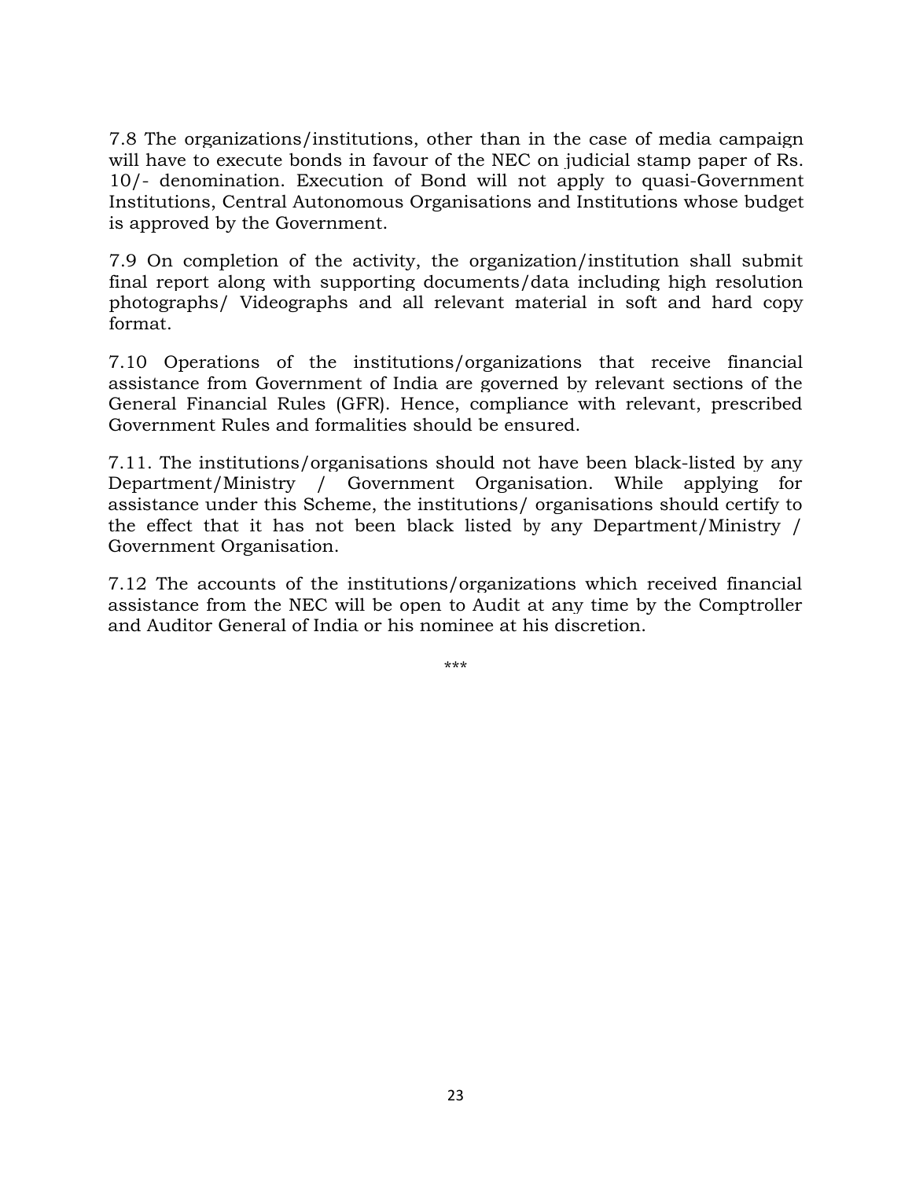7.8 The organizations/institutions, other than in the case of media campaign will have to execute bonds in favour of the NEC on judicial stamp paper of Rs. 10/- denomination. Execution of Bond will not apply to quasi-Government Institutions, Central Autonomous Organisations and Institutions whose budget is approved by the Government.

7.9 On completion of the activity, the organization/institution shall submit final report along with supporting documents/data including high resolution photographs/ Videographs and all relevant material in soft and hard copy format.

7.10 Operations of the institutions/organizations that receive financial assistance from Government of India are governed by relevant sections of the General Financial Rules (GFR). Hence, compliance with relevant, prescribed Government Rules and formalities should be ensured.

7.11. The institutions/organisations should not have been black-listed by any Department/Ministry / Government Organisation. While applying for assistance under this Scheme, the institutions/ organisations should certify to the effect that it has not been black listed by any Department/Ministry / Government Organisation.

7.12 The accounts of the institutions/organizations which received financial assistance from the NEC will be open to Audit at any time by the Comptroller and Auditor General of India or his nominee at his discretion.

***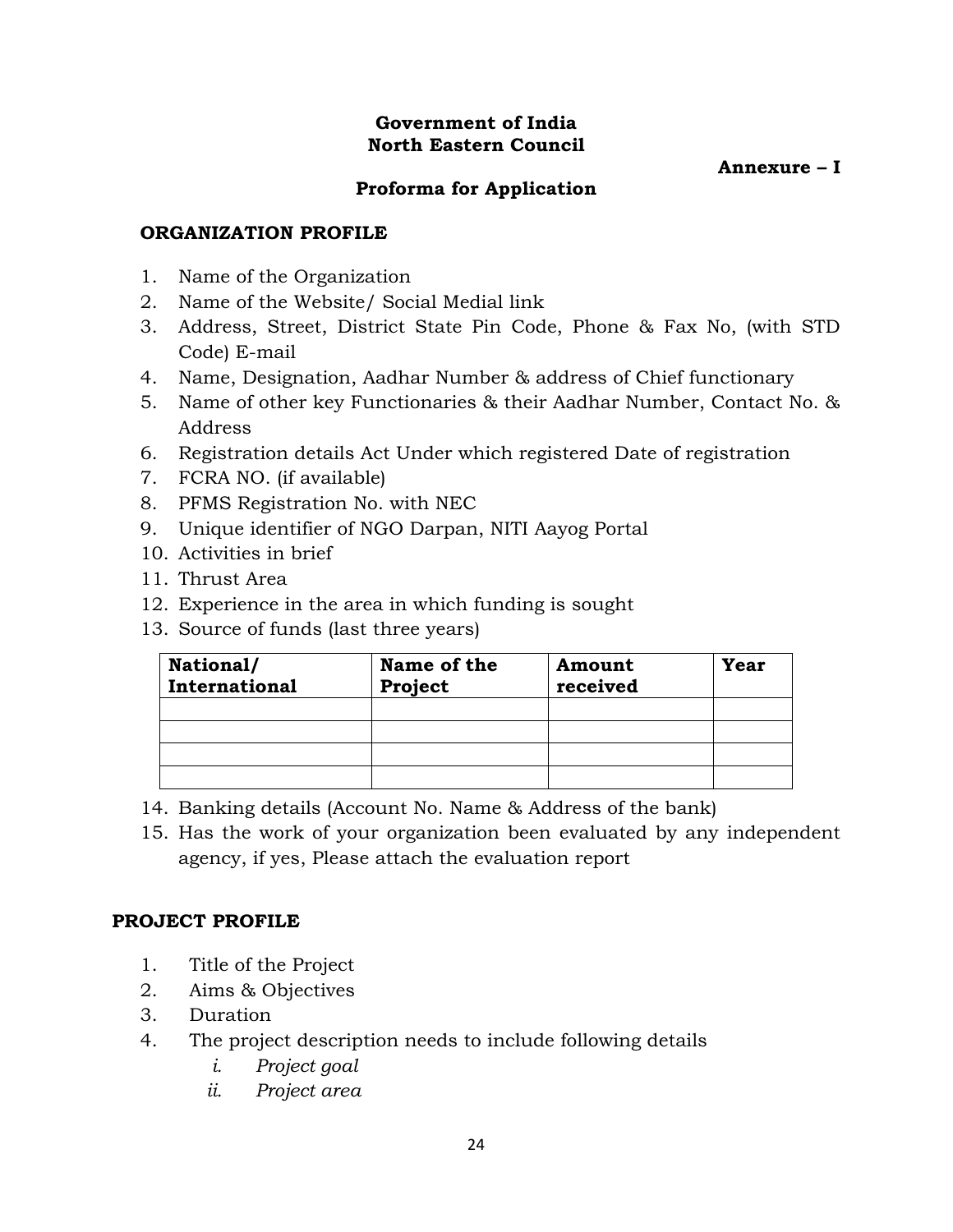**Government of India**
**North Eastern Council**

**Annexure – I**

**Proforma for Application**

**ORGANIZATION PROFILE**

1. Name of the Organization
2. Name of the Website/ Social Medial link
3. Address, Street, District State Pin Code, Phone & Fax No, (with STD Code) E-mail
4. Name, Designation, Aadhar Number & address of Chief functionary
5. Name of other key Functionaries & their Aadhar Number, Contact No. & Address
6. Registration details Act Under which registered Date of registration
7. FCRA NO. (if available)
8. PFMS Registration No. with NEC
9. Unique identifier of NGO Darpan, NITI Aayog Portal
10. Activities in brief
11. Thrust Area
12. Experience in the area in which funding is sought
13. Source of funds (last three years)

| National/ International | Name of the Project | Amount received | Year |
|---|---|---|---|
| | | | |
| | | | |
| | | | |
| | | | |

14. Banking details (Account No. Name & Address of the bank)
15. Has the work of your organization been evaluated by any independent agency, if yes, Please attach the evaluation report

**PROJECT PROFILE**

1. Title of the Project
2. Aims & Objectives
3. Duration
4. The project description needs to include following details
   i. *Project goal*
   ii. *Project area*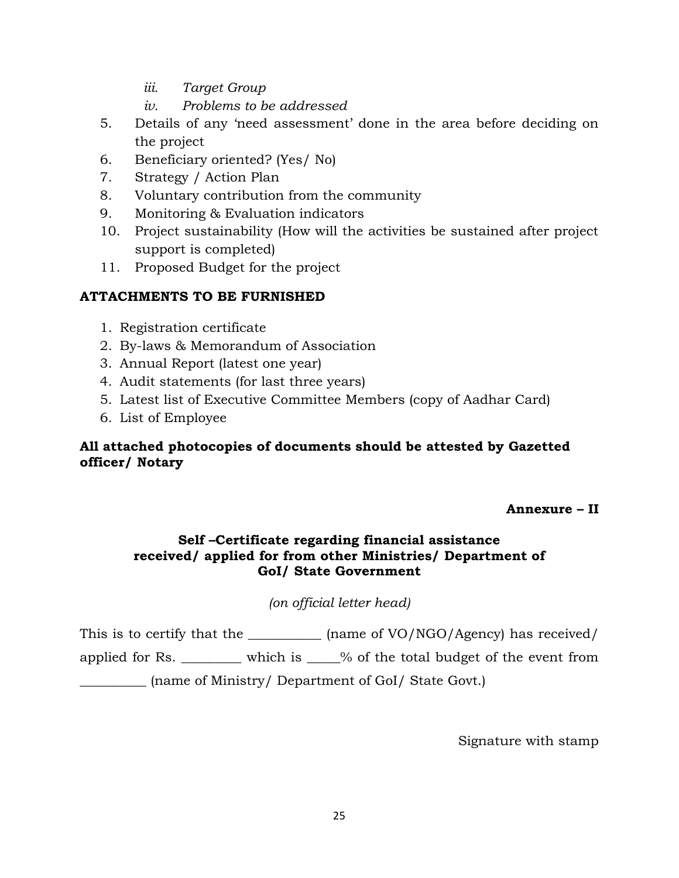*iii. Target Group*
   *iv. Problems to be addressed*

5. Details of any 'need assessment' done in the area before deciding on the project
6. Beneficiary oriented? (Yes/ No)
7. Strategy / Action Plan
8. Voluntary contribution from the community
9. Monitoring & Evaluation indicators
10. Project sustainability (How will the activities be sustained after project support is completed)
11. Proposed Budget for the project

**ATTACHMENTS TO BE FURNISHED**

1. Registration certificate
2. By-laws & Memorandum of Association
3. Annual Report (latest one year)
4. Audit statements (for last three years)
5. Latest list of Executive Committee Members (copy of Aadhar Card)
6. List of Employee

**All attached photocopies of documents should be attested by Gazetted officer/ Notary**

**Annexure – II**

**Self –Certificate regarding financial assistance received/ applied for from other Ministries/ Department of GoI/ State Government**

*(on official letter head)*

This is to certify that the ___________ (name of VO/NGO/Agency) has received/ applied for Rs. _________ which is _____% of the total budget of the event from __________ (name of Ministry/ Department of GoI/ State Govt.)

Signature with stamp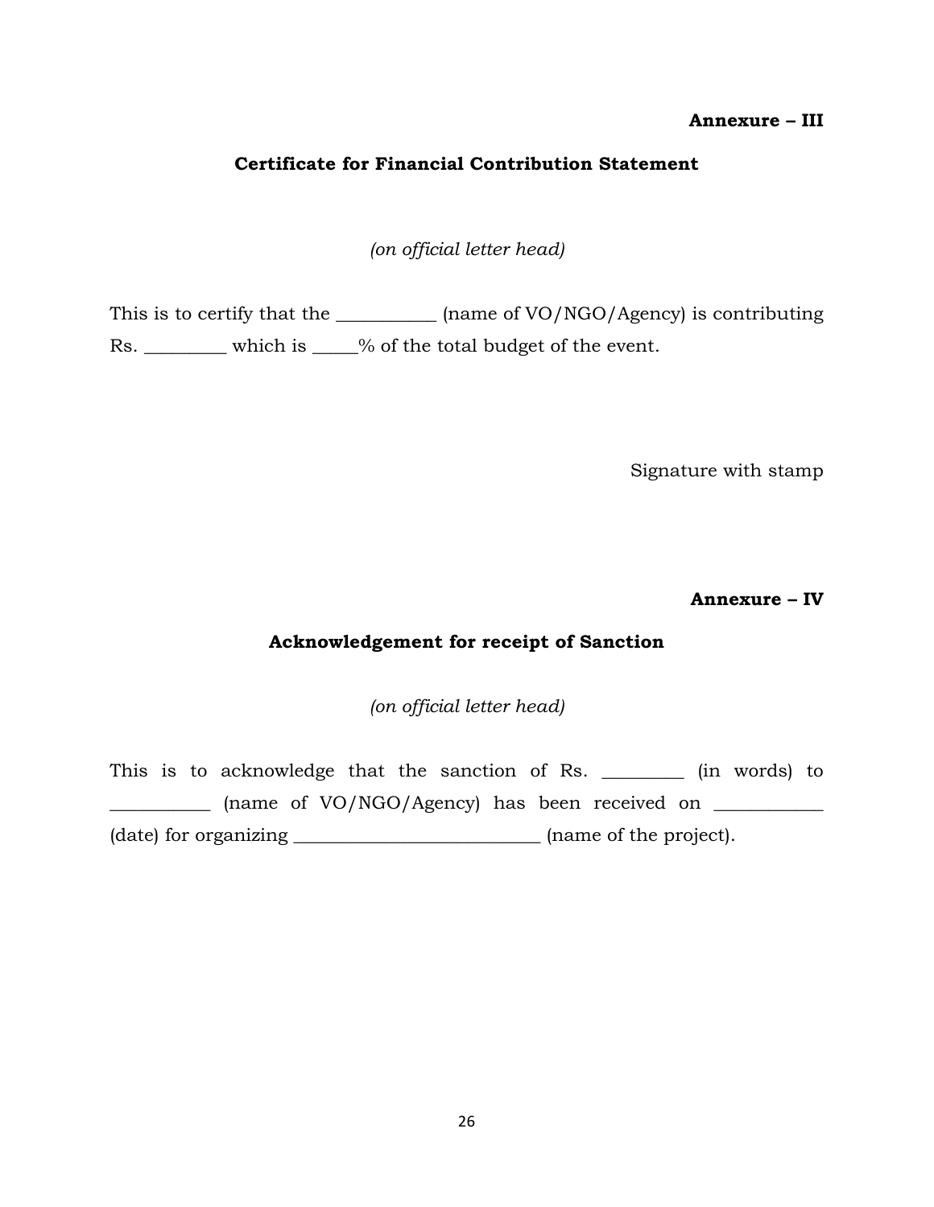**Annexure – III**

## Certificate for Financial Contribution Statement

*(on official letter head)*

This is to certify that the ___________ (name of VO/NGO/Agency) is contributing Rs. _________ which is _____% of the total budget of the event.

Signature with stamp

**Annexure – IV**

## Acknowledgement for receipt of Sanction

*(on official letter head)*

This is to acknowledge that the sanction of Rs. _________ (in words) to ___________ (name of VO/NGO/Agency) has been received on ____________ (date) for organizing ___________________________ (name of the project).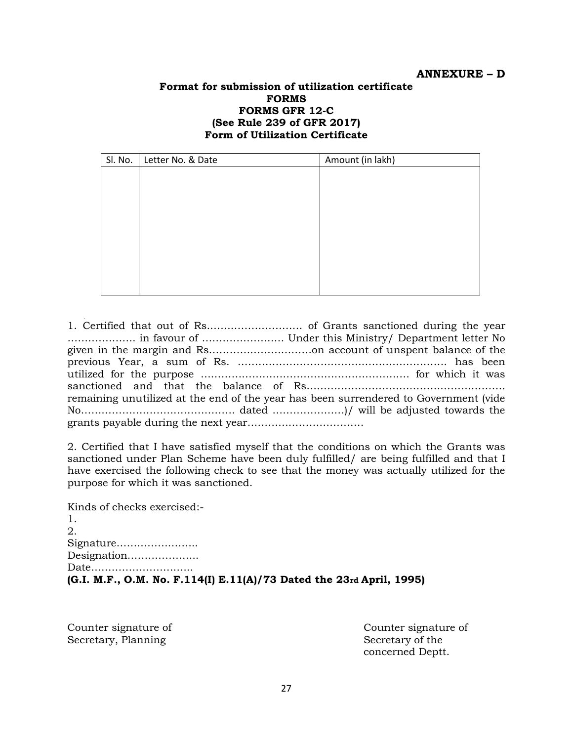**ANNEXURE – D**

**Format for submission of utilization certificate**
**FORMS**
**FORMS GFR 12-C**
**(See Rule 239 of GFR 2017)**
**Form of Utilization Certificate**

| Sl. No. | Letter No. & Date | Amount (in lakh) |
|---|---|---|
| | | |

1. Certified that out of Rs.……………………… of Grants sanctioned during the year ………………. in favour of …………………… Under this Ministry/ Department letter No given in the margin and Rs…………………………on account of unspent balance of the previous Year, a sum of Rs. ……………………………………………………. has been utilized for the purpose ……………………………………………… for which it was sanctioned and that the balance of Rs…………………………………………………. remaining unutilized at the end of the year has been surrendered to Government (vide No……………………………………… dated ………………..)/ will be adjusted towards the grants payable during the next year……………………………

2. Certified that I have satisfied myself that the conditions on which the Grants was sanctioned under Plan Scheme have been duly fulfilled/ are being fulfilled and that I have exercised the following check to see that the money was actually utilized for the purpose for which it was sanctioned.

Kinds of checks exercised:-
1.
2.
Signature…………………..
Designation………………..
Date………………………..
**(G.I. M.F., O.M. No. F.114(I) E.11(A)/73 Dated the 23rd April, 1995)**

Counter signature of
Secretary, Planning

Counter signature of
Secretary of the
concerned Deptt.